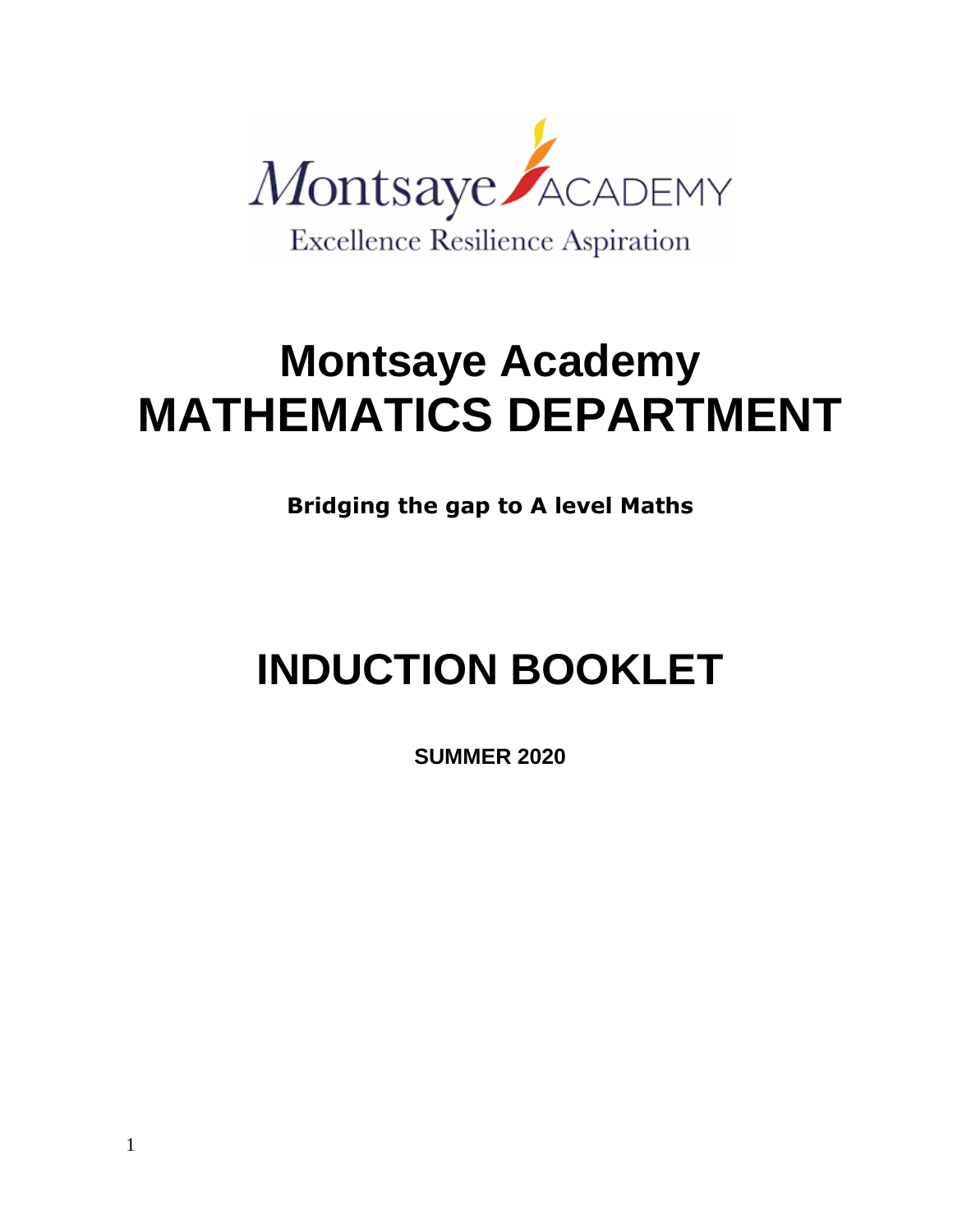Montsaye ACADEMY

Excellence Resilience Aspiration

# Montsaye Academy
# MATHEMATICS DEPARTMENT

**Bridging the gap to A level Maths**

# INDUCTION BOOKLET

**SUMMER 2020**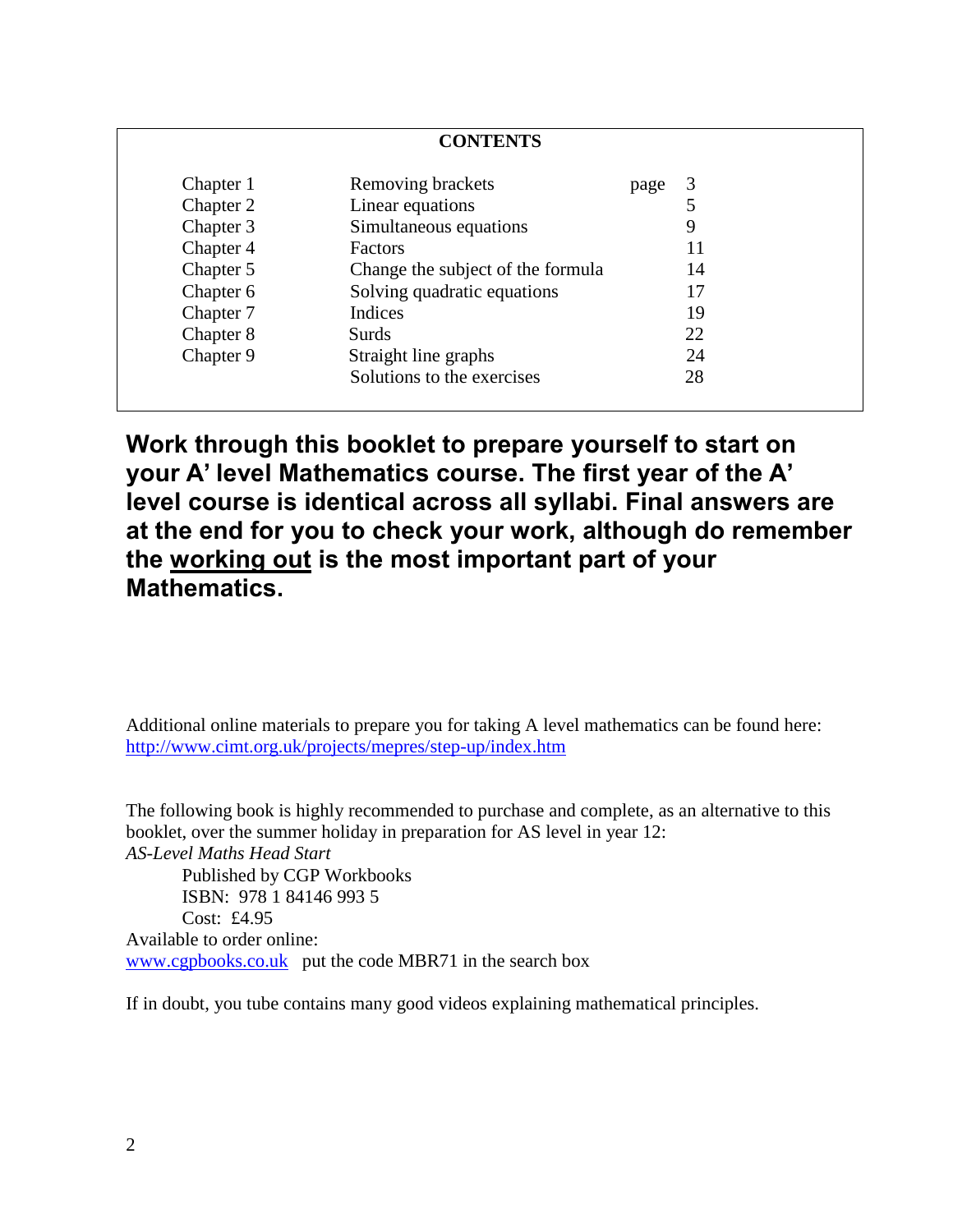## CONTENTS

| | | |
|---|---|---|
| Chapter 1 | Removing brackets | page 3 |
| Chapter 2 | Linear equations | 5 |
| Chapter 3 | Simultaneous equations | 9 |
| Chapter 4 | Factors | 11 |
| Chapter 5 | Change the subject of the formula | 14 |
| Chapter 6 | Solving quadratic equations | 17 |
| Chapter 7 | Indices | 19 |
| Chapter 8 | Surds | 22 |
| Chapter 9 | Straight line graphs | 24 |
| | Solutions to the exercises | 28 |

**Work through this booklet to prepare yourself to start on your A' level Mathematics course. The first year of the A' level course is identical across all syllabi. Final answers are at the end for you to check your work, although do remember the <u>working out</u> is the most important part of your Mathematics.**

Additional online materials to prepare you for taking A level mathematics can be found here: http://www.cimt.org.uk/projects/mepres/step-up/index.htm

The following book is highly recommended to purchase and complete, as an alternative to this booklet, over the summer holiday in preparation for AS level in year 12:
*AS-Level Maths Head Start*
Published by CGP Workbooks
ISBN: 978 1 84146 993 5
Cost: £4.95
Available to order online:
www.cgpbooks.co.uk put the code MBR71 in the search box

If in doubt, you tube contains many good videos explaining mathematical principles.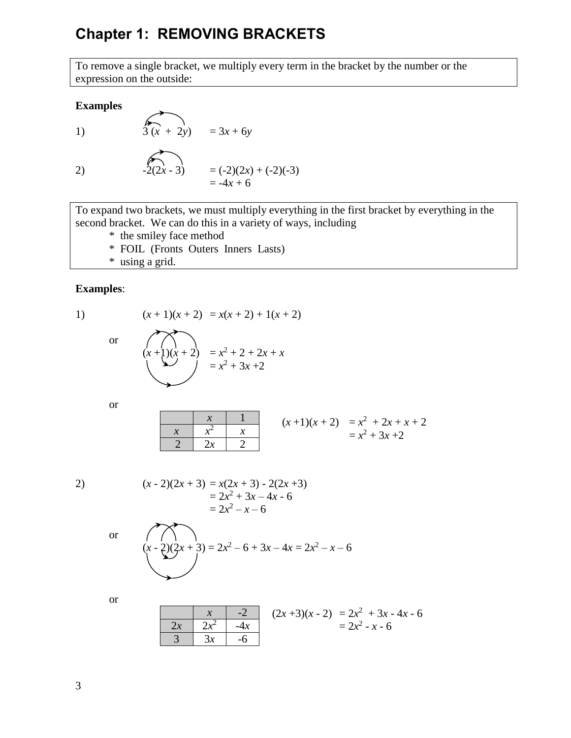# Chapter 1: REMOVING BRACKETS

To remove a single bracket, we multiply every term in the bracket by the number or the expression on the outside:

**Examples**

1) $3(x + 2y) = 3x + 6y$

2) $-2(2x - 3) = (-2)(2x) + (-2)(-3)$
$= -4x + 6$

To expand two brackets, we must multiply everything in the first bracket by everything in the second bracket. We can do this in a variety of ways, including

- * the smiley face method
- * FOIL (Fronts Outers Inners Lasts)
- * using a grid.

**Examples**:

1) $(x + 1)(x + 2) = x(x + 2) + 1(x + 2)$

or

$(x + 1)(x + 2) = x^2 + 2 + 2x + x$
$= x^2 + 3x + 2$

or

| | $x$ | 1 |
|---|---|---|
| $x$ | $x^2$ | $x$ |
| 2 | $2x$ | 2 |

$(x + 1)(x + 2) = x^2 + 2x + x + 2$
$= x^2 + 3x + 2$

2) $(x - 2)(2x + 3) = x(2x + 3) - 2(2x + 3)$
$= 2x^2 + 3x - 4x - 6$
$= 2x^2 - x - 6$

or

$(x - 2)(2x + 3) = 2x^2 - 6 + 3x - 4x = 2x^2 - x - 6$

or

| | $x$ | -2 |
|---|---|---|
| $2x$ | $2x^2$ | $-4x$ |
| 3 | $3x$ | -6 |

$(2x + 3)(x - 2) = 2x^2 + 3x - 4x - 6$
$= 2x^2 - x - 6$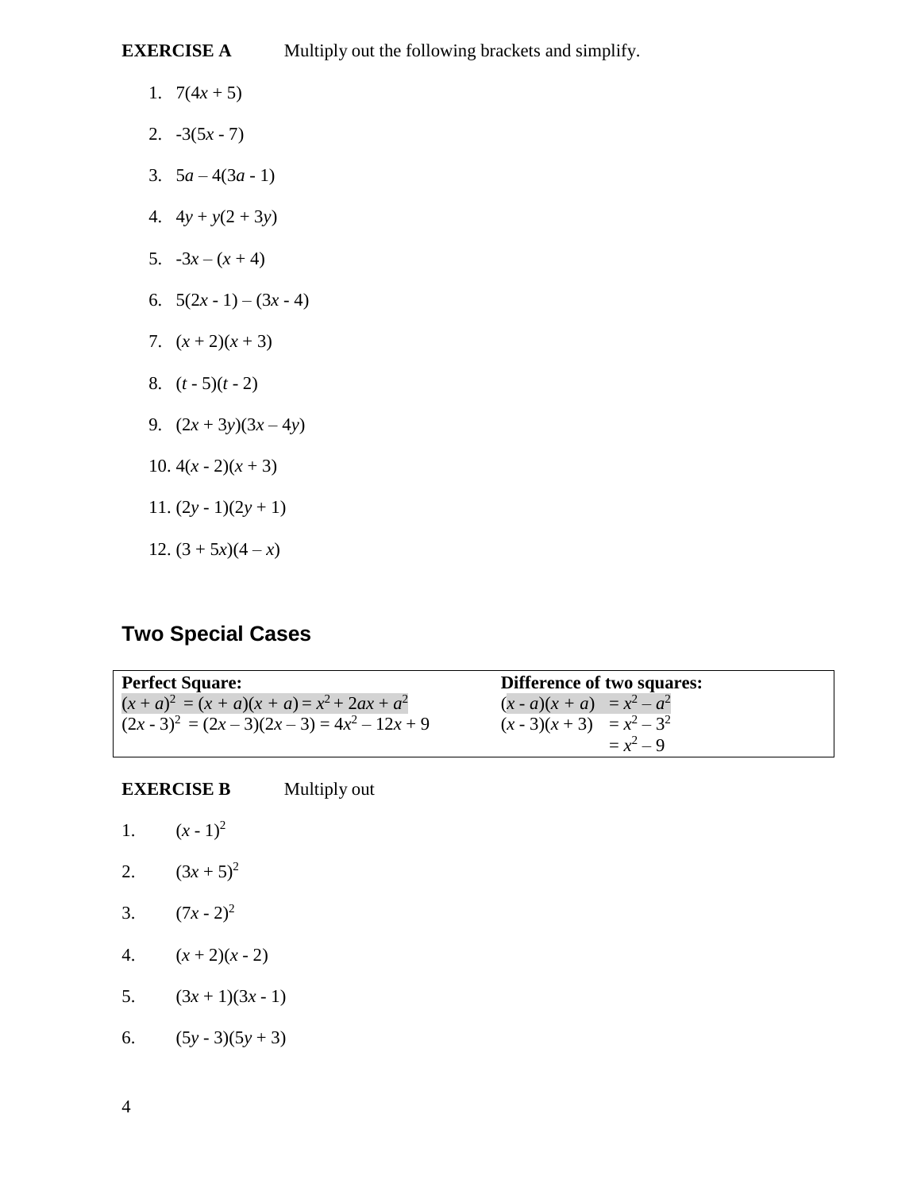**EXERCISE A** Multiply out the following brackets and simplify.

1. $7(4x + 5)$
2. $-3(5x - 7)$
3. $5a – 4(3a - 1)$
4. $4y + y(2 + 3y)$
5. $-3x – (x + 4)$
6. $5(2x - 1) – (3x - 4)$
7. $(x + 2)(x + 3)$
8. $(t - 5)(t - 2)$
9. $(2x + 3y)(3x – 4y)$
10. $4(x - 2)(x + 3)$
11. $(2y - 1)(2y + 1)$
12. $(3 + 5x)(4 – x)$

## Two Special Cases

| **Perfect Square:** | **Difference of two squares:** |
|---|---|
| $(x + a)^2 = (x + a)(x + a) = x^2 + 2ax + a^2$ | $(x - a)(x + a) = x^2 – a^2$ |
| $(2x - 3)^2 = (2x – 3)(2x – 3) = 4x^2 – 12x + 9$ | $(x - 3)(x + 3) = x^2 – 3^2$ |
| | $= x^2 – 9$ |

**EXERCISE B** Multiply out

1. $(x - 1)^2$
2. $(3x + 5)^2$
3. $(7x - 2)^2$
4. $(x + 2)(x - 2)$
5. $(3x + 1)(3x - 1)$
6. $(5y - 3)(5y + 3)$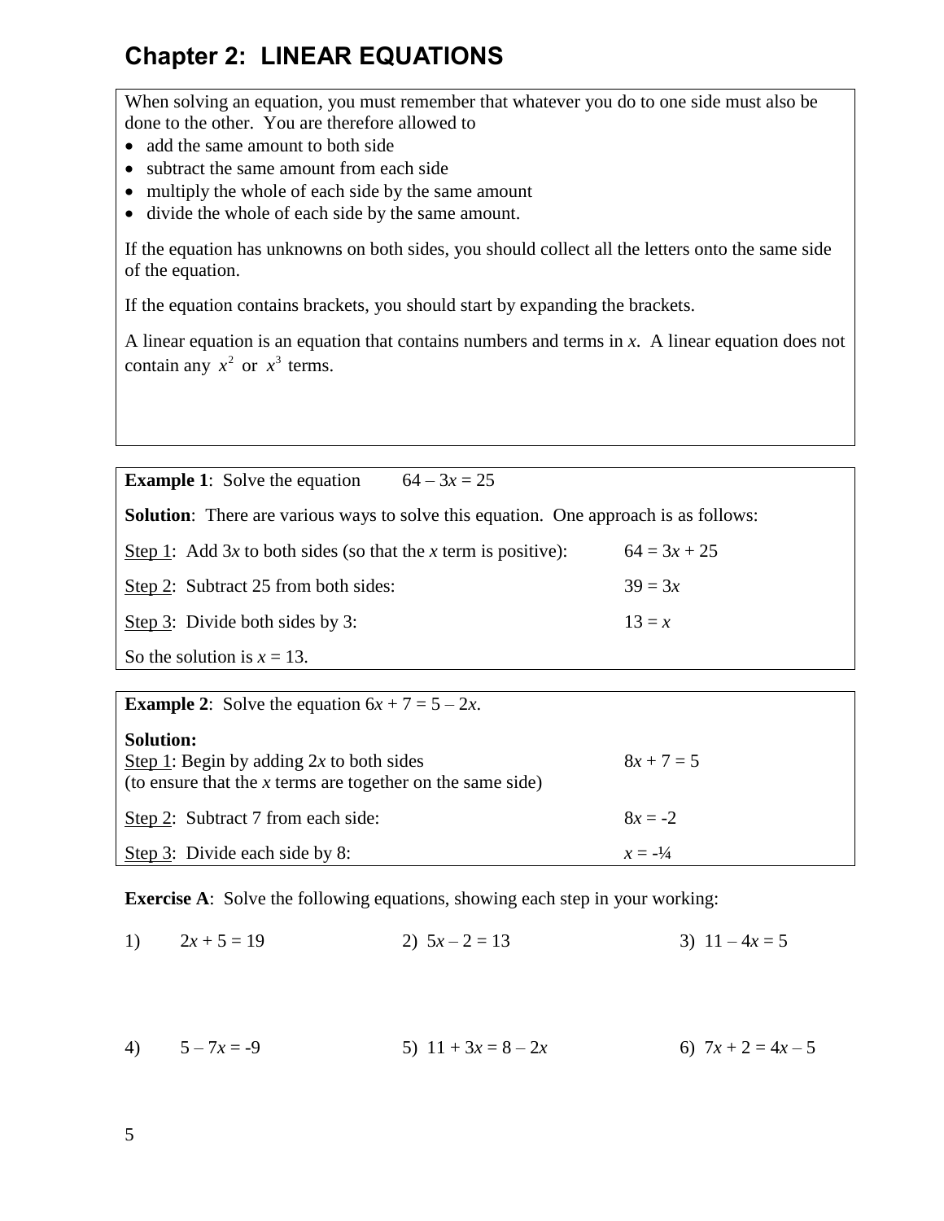# Chapter 2: LINEAR EQUATIONS

When solving an equation, you must remember that whatever you do to one side must also be done to the other. You are therefore allowed to

- add the same amount to both side
- subtract the same amount from each side
- multiply the whole of each side by the same amount
- divide the whole of each side by the same amount.

If the equation has unknowns on both sides, you should collect all the letters onto the same side of the equation.

If the equation contains brackets, you should start by expanding the brackets.

A linear equation is an equation that contains numbers and terms in $x$. A linear equation does not contain any $x^2$ or $x^3$ terms.

**Example 1**: Solve the equation $64 - 3x = 25$

**Solution**: There are various ways to solve this equation. One approach is as follows:

Step 1: Add $3x$ to both sides (so that the $x$ term is positive): $64 = 3x + 25$

Step 2: Subtract 25 from both sides: $39 = 3x$

Step 3: Divide both sides by 3: $13 = x$

So the solution is $x = 13$.

**Example 2**: Solve the equation $6x + 7 = 5 - 2x$.

**Solution:**

Step 1: Begin by adding $2x$ to both sides (to ensure that the $x$ terms are together on the same side): $8x + 7 = 5$

Step 2: Subtract 7 from each side: $8x = -2$

Step 3: Divide each side by 8: $x = -\frac{1}{4}$

**Exercise A**: Solve the following equations, showing each step in your working:

1) $2x + 5 = 19$

2) $5x - 2 = 13$

3) $11 - 4x = 5$

4) $5 - 7x = -9$

5) $11 + 3x = 8 - 2x$

6) $7x + 2 = 4x - 5$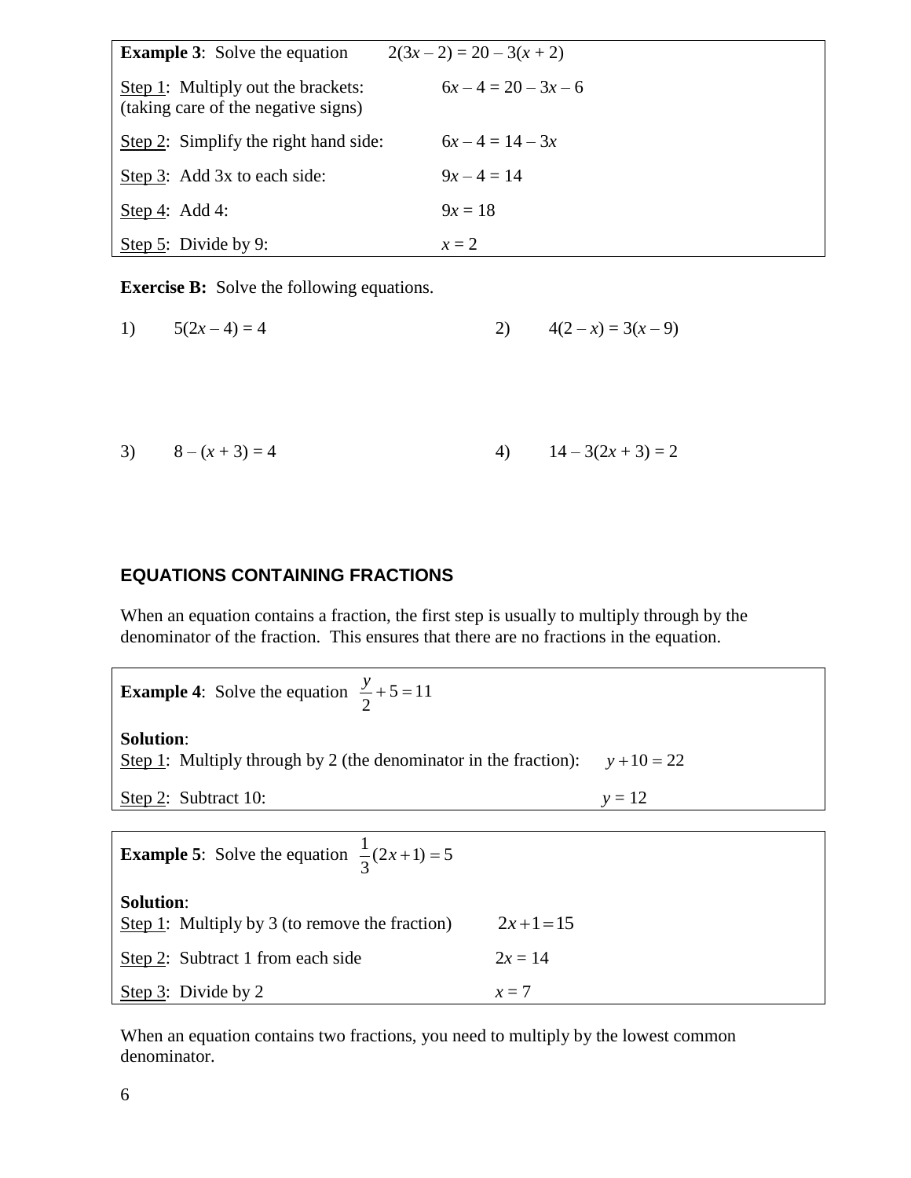**Example 3**: Solve the equation $2(3x - 2) = 20 - 3(x + 2)$

Step 1: Multiply out the brackets: (taking care of the negative signs) $6x - 4 = 20 - 3x - 6$

Step 2: Simplify the right hand side: $6x - 4 = 14 - 3x$

Step 3: Add 3x to each side: $9x - 4 = 14$

Step 4: Add 4: $9x = 18$

Step 5: Divide by 9: $x = 2$

**Exercise B:** Solve the following equations.

1) $5(2x - 4) = 4$

2) $4(2 - x) = 3(x - 9)$

3) $8 - (x + 3) = 4$

4) $14 - 3(2x + 3) = 2$

## EQUATIONS CONTAINING FRACTIONS

When an equation contains a fraction, the first step is usually to multiply through by the denominator of the fraction. This ensures that there are no fractions in the equation.

**Example 4**: Solve the equation $\frac{y}{2} + 5 = 11$

**Solution**:
Step 1: Multiply through by 2 (the denominator in the fraction): $y + 10 = 22$

Step 2: Subtract 10: $y = 12$

**Example 5**: Solve the equation $\frac{1}{3}(2x + 1) = 5$

**Solution**:
Step 1: Multiply by 3 (to remove the fraction) $2x + 1 = 15$

Step 2: Subtract 1 from each side $2x = 14$

Step 3: Divide by 2 $x = 7$

When an equation contains two fractions, you need to multiply by the lowest common denominator.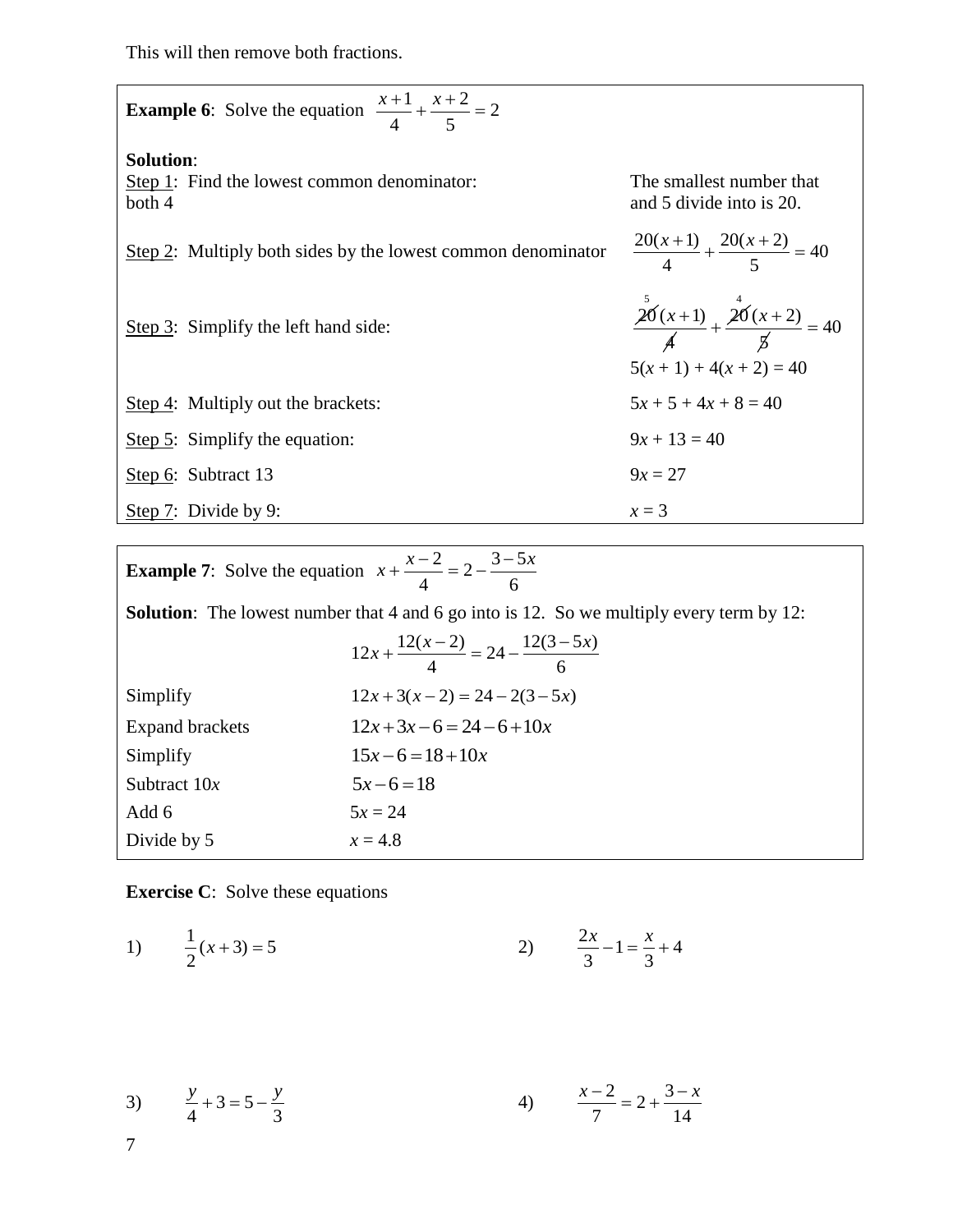This will then remove both fractions.

**Example 6**: Solve the equation $\frac{x+1}{4} + \frac{x+2}{5} = 2$

**Solution**:

Step 1: Find the lowest common denominator: The smallest number that both 4 and 5 divide into is 20.

Step 2: Multiply both sides by the lowest common denominator $\frac{20(x+1)}{4} + \frac{20(x+2)}{5} = 40$

Step 3: Simplify the left hand side: $\frac{\overset{5}{\cancel{20}}(x+1)}{\cancel{4}} + \frac{\overset{4}{\cancel{20}}(x+2)}{\cancel{5}} = 40$

$5(x + 1) + 4(x + 2) = 40$

Step 4: Multiply out the brackets: $5x + 5 + 4x + 8 = 40$

Step 5: Simplify the equation: $9x + 13 = 40$

Step 6: Subtract 13 $9x = 27$

Step 7: Divide by 9: $x = 3$

**Example 7**: Solve the equation $x + \frac{x-2}{4} = 2 - \frac{3-5x}{6}$

**Solution**: The lowest number that 4 and 6 go into is 12. So we multiply every term by 12:

$$12x + \frac{12(x-2)}{4} = 24 - \frac{12(3-5x)}{6}$$

Simplify $12x + 3(x-2) = 24 - 2(3-5x)$

Expand brackets $12x + 3x - 6 = 24 - 6 + 10x$

Simplify $15x - 6 = 18 + 10x$

Subtract $10x$ $5x - 6 = 18$

Add 6 $5x = 24$

Divide by 5 $x = 4.8$

**Exercise C**: Solve these equations

1) $\frac{1}{2}(x+3) = 5$

2) $\frac{2x}{3} - 1 = \frac{x}{3} + 4$

3) $\frac{y}{4} + 3 = 5 - \frac{y}{3}$

4) $\frac{x-2}{7} = 2 + \frac{3-x}{14}$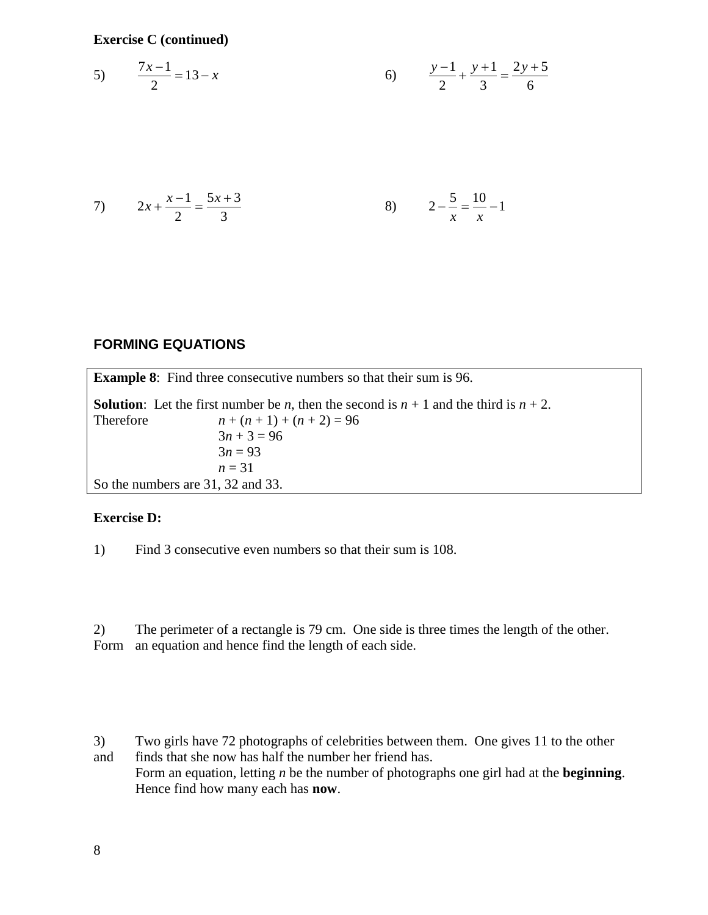**Exercise C (continued)**

5) $\frac{7x-1}{2} = 13 - x$

6) $\frac{y-1}{2} + \frac{y+1}{3} = \frac{2y+5}{6}$

7) $2x + \frac{x-1}{2} = \frac{5x+3}{3}$

8) $2 - \frac{5}{x} = \frac{10}{x} - 1$

## FORMING EQUATIONS

**Example 8**: Find three consecutive numbers so that their sum is 96.

**Solution**: Let the first number be $n$, then the second is $n + 1$ and the third is $n + 2$.

Therefore $n + (n + 1) + (n + 2) = 96$

$3n + 3 = 96$

$3n = 93$

$n = 31$

So the numbers are 31, 32 and 33.

**Exercise D:**

1) Find 3 consecutive even numbers so that their sum is 108.

2) The perimeter of a rectangle is 79 cm. One side is three times the length of the other. Form an equation and hence find the length of each side.

3) Two girls have 72 photographs of celebrities between them. One gives 11 to the other and finds that she now has half the number her friend has.
Form an equation, letting $n$ be the number of photographs one girl had at the **beginning**. Hence find how many each has **now**.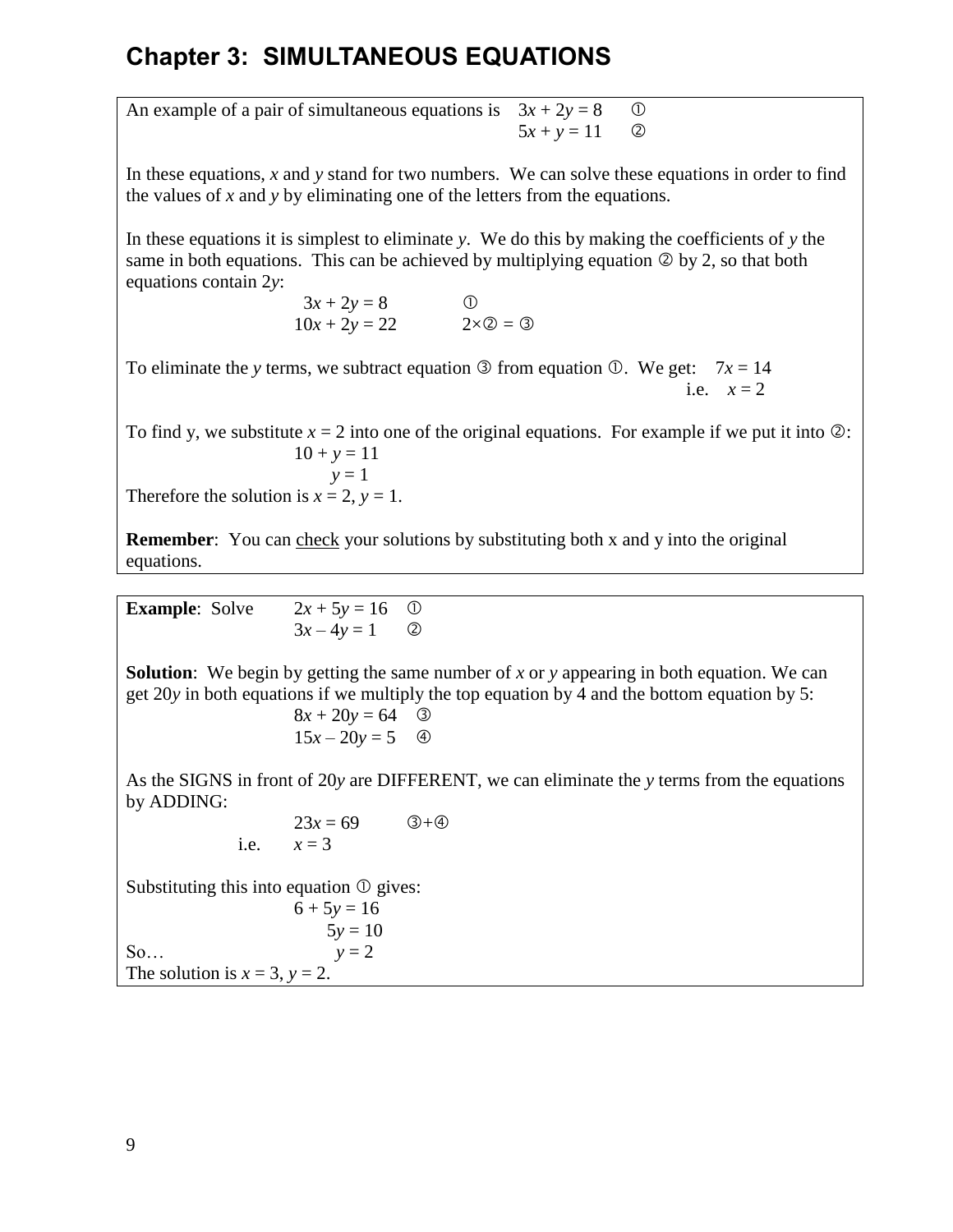# Chapter 3: SIMULTANEOUS EQUATIONS

An example of a pair of simultaneous equations is

$$3x + 2y = 8 \quad ①$$
$$5x + y = 11 \quad ②$$

In these equations, $x$ and $y$ stand for two numbers. We can solve these equations in order to find the values of $x$ and $y$ by eliminating one of the letters from the equations.

In these equations it is simplest to eliminate $y$. We do this by making the coefficients of $y$ the same in both equations. This can be achieved by multiplying equation ② by 2, so that both equations contain $2y$:

$$3x + 2y = 8 \quad ①$$
$$10x + 2y = 22 \quad 2×② = ③$$

To eliminate the $y$ terms, we subtract equation ③ from equation ①. We get: $7x = 14$

i.e. $x = 2$

To find y, we substitute $x = 2$ into one of the original equations. For example if we put it into ②:

$$10 + y = 11$$
$$y = 1$$

Therefore the solution is $x = 2$, $y = 1$.

**Remember**: You can <u>check</u> your solutions by substituting both x and y into the original equations.

---

**Example**: Solve

$$2x + 5y = 16 \quad ①$$
$$3x - 4y = 1 \quad ②$$

**Solution**: We begin by getting the same number of $x$ or $y$ appearing in both equation. We can get $20y$ in both equations if we multiply the top equation by 4 and the bottom equation by 5:

$$8x + 20y = 64 \quad ③$$
$$15x - 20y = 5 \quad ④$$

As the SIGNS in front of $20y$ are DIFFERENT, we can eliminate the $y$ terms from the equations by ADDING:

$$23x = 69 \quad ③+④$$

i.e. $x = 3$

Substituting this into equation ① gives:

$$6 + 5y = 16$$
$$5y = 10$$

So… $y = 2$

The solution is $x = 3$, $y = 2$.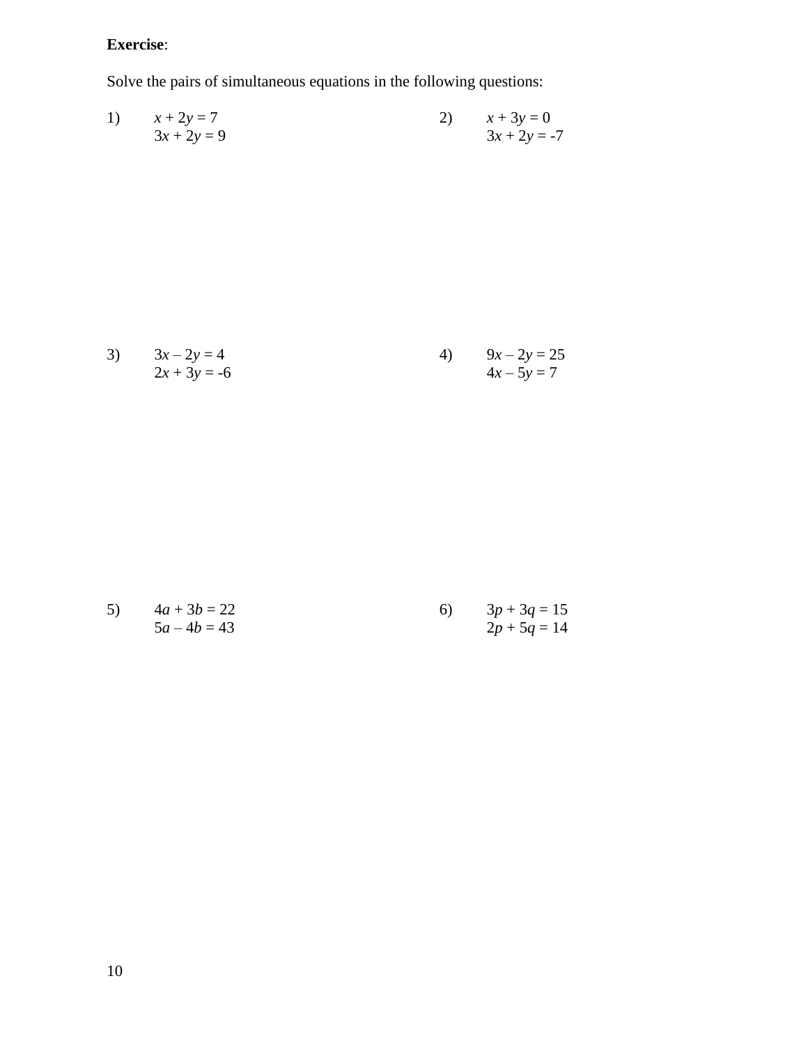**Exercise**:

Solve the pairs of simultaneous equations in the following questions:

1) $x + 2y = 7$
$3x + 2y = 9$

2) $x + 3y = 0$
$3x + 2y = -7$

3) $3x - 2y = 4$
$2x + 3y = -6$

4) $9x - 2y = 25$
$4x - 5y = 7$

5) $4a + 3b = 22$
$5a - 4b = 43$

6) $3p + 3q = 15$
$2p + 5q = 14$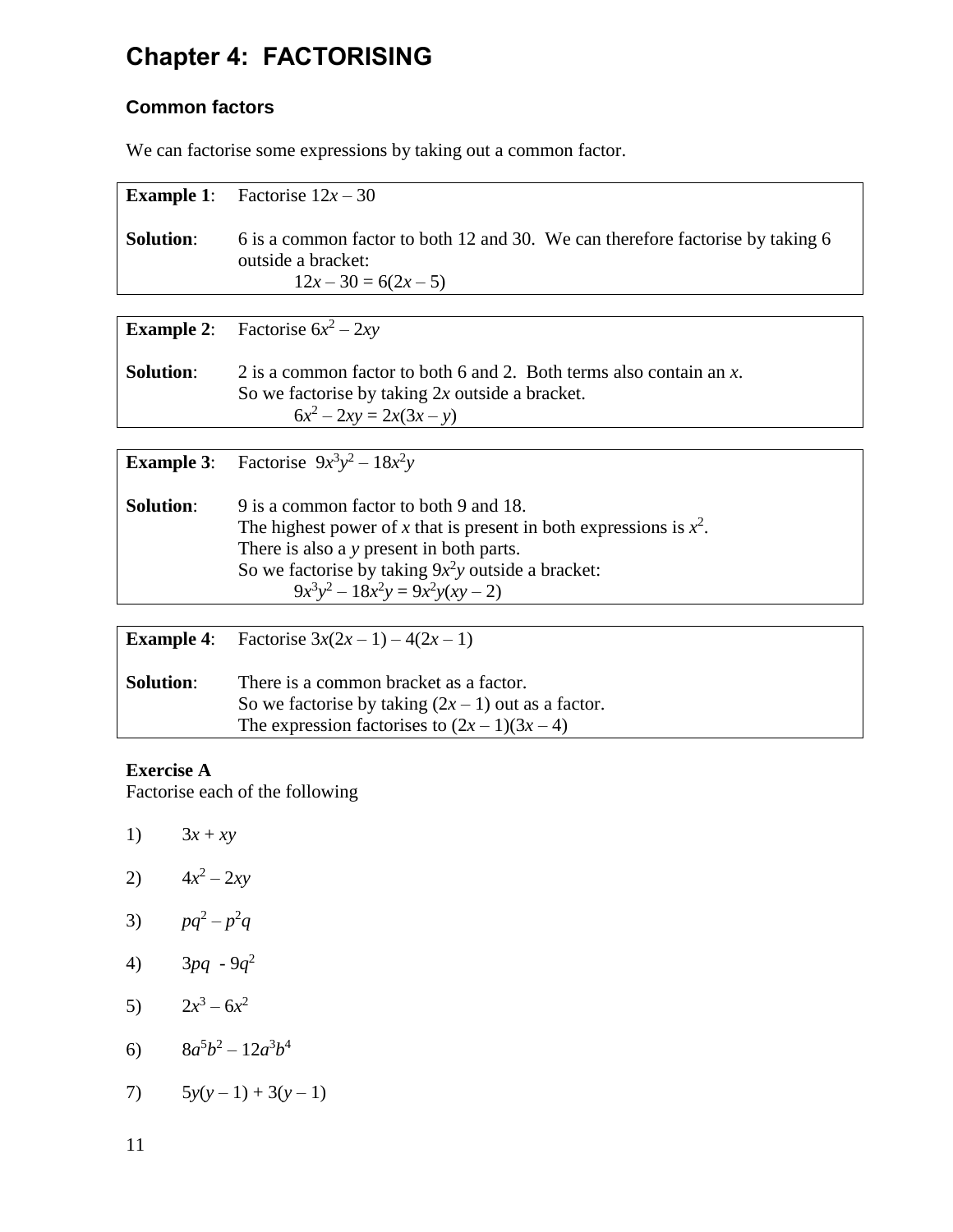# Chapter 4: FACTORISING

## Common factors

We can factorise some expressions by taking out a common factor.

**Example 1**: Factorise $12x - 30$

**Solution**: 6 is a common factor to both 12 and 30. We can therefore factorise by taking 6 outside a bracket:

$$12x - 30 = 6(2x - 5)$$

**Example 2**: Factorise $6x^2 - 2xy$

**Solution**: 2 is a common factor to both 6 and 2. Both terms also contain an $x$.
So we factorise by taking $2x$ outside a bracket.

$$6x^2 - 2xy = 2x(3x - y)$$

**Example 3**: Factorise $9x^3y^2 - 18x^2y$

**Solution**: 9 is a common factor to both 9 and 18.
The highest power of $x$ that is present in both expressions is $x^2$.
There is also a $y$ present in both parts.
So we factorise by taking $9x^2y$ outside a bracket:

$$9x^3y^2 - 18x^2y = 9x^2y(xy - 2)$$

**Example 4**: Factorise $3x(2x - 1) - 4(2x - 1)$

**Solution**: There is a common bracket as a factor.
So we factorise by taking $(2x - 1)$ out as a factor.
The expression factorises to $(2x - 1)(3x - 4)$

**Exercise A**
Factorise each of the following

1) $3x + xy$

2) $4x^2 - 2xy$

3) $pq^2 - p^2q$

4) $3pq - 9q^2$

5) $2x^3 - 6x^2$

6) $8a^5b^2 - 12a^3b^4$

7) $5y(y - 1) + 3(y - 1)$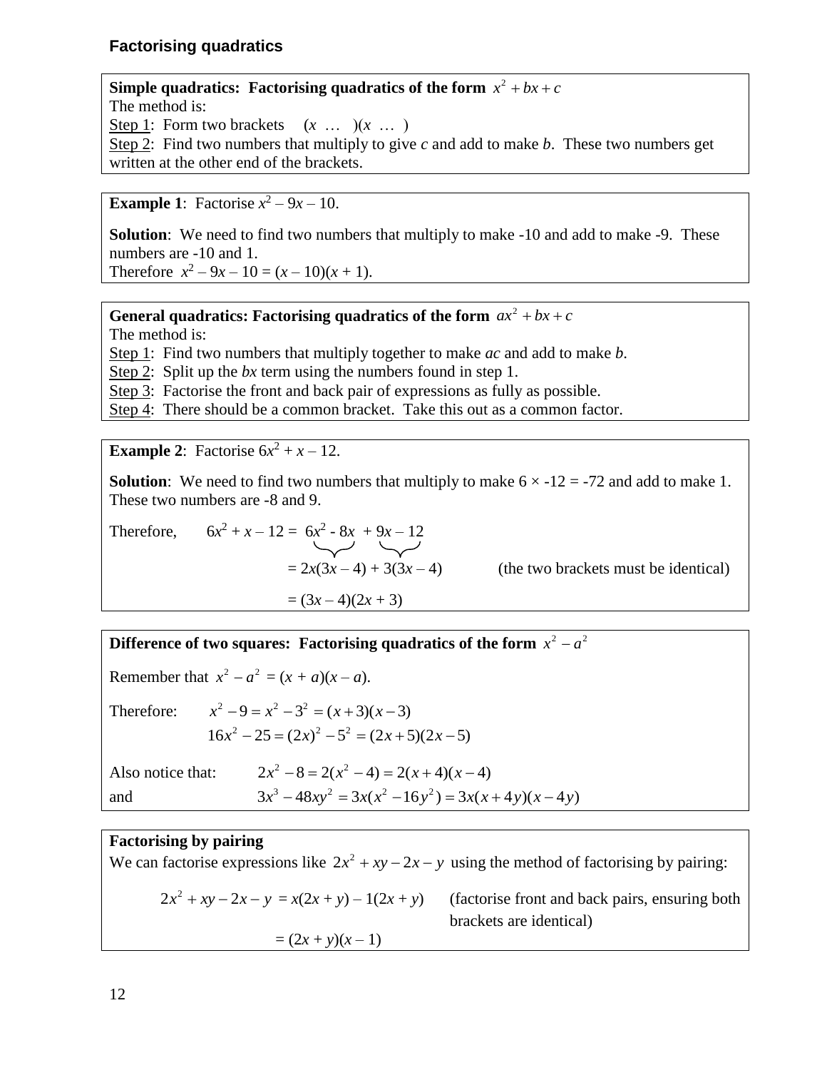## Factorising quadratics

**Simple quadratics: Factorising quadratics of the form $x^2 + bx + c$**

The method is:

Step 1: Form two brackets $(x \ \ldots \ )(x \ \ldots \ )$

Step 2: Find two numbers that multiply to give $c$ and add to make $b$. These two numbers get written at the other end of the brackets.

**Example 1**: Factorise $x^2 - 9x - 10$.

**Solution**: We need to find two numbers that multiply to make -10 and add to make -9. These numbers are -10 and 1.

Therefore $x^2 - 9x - 10 = (x - 10)(x + 1)$.

**General quadratics: Factorising quadratics of the form $ax^2 + bx + c$**

The method is:

Step 1: Find two numbers that multiply together to make $ac$ and add to make $b$.

Step 2: Split up the $bx$ term using the numbers found in step 1.

Step 3: Factorise the front and back pair of expressions as fully as possible.

Step 4: There should be a common bracket. Take this out as a common factor.

**Example 2**: Factorise $6x^2 + x - 12$.

**Solution**: We need to find two numbers that multiply to make $6 \times -12 = -72$ and add to make 1. These two numbers are -8 and 9.

Therefore,

$$
\begin{aligned}
6x^2 + x - 12 &= \underbrace{6x^2 - 8x} + \underbrace{9x - 12} \\
&= 2x(3x - 4) + 3(3x - 4) \qquad \text{(the two brackets must be identical)} \\
&= (3x - 4)(2x + 3)
\end{aligned}
$$

**Difference of two squares: Factorising quadratics of the form $x^2 - a^2$**

Remember that $x^2 - a^2 = (x + a)(x - a)$.

Therefore:

$$x^2 - 9 = x^2 - 3^2 = (x + 3)(x - 3)$$

$$16x^2 - 25 = (2x)^2 - 5^2 = (2x + 5)(2x - 5)$$

Also notice that:

$$2x^2 - 8 = 2(x^2 - 4) = 2(x + 4)(x - 4)$$

and

$$3x^3 - 48xy^2 = 3x(x^2 - 16y^2) = 3x(x + 4y)(x - 4y)$$

**Factorising by pairing**

We can factorise expressions like $2x^2 + xy - 2x - y$ using the method of factorising by pairing:

$$
\begin{aligned}
2x^2 + xy - 2x - y &= x(2x + y) - 1(2x + y) \qquad \text{(factorise front and back pairs, ensuring both brackets are identical)} \\
&= (2x + y)(x - 1)
\end{aligned}
$$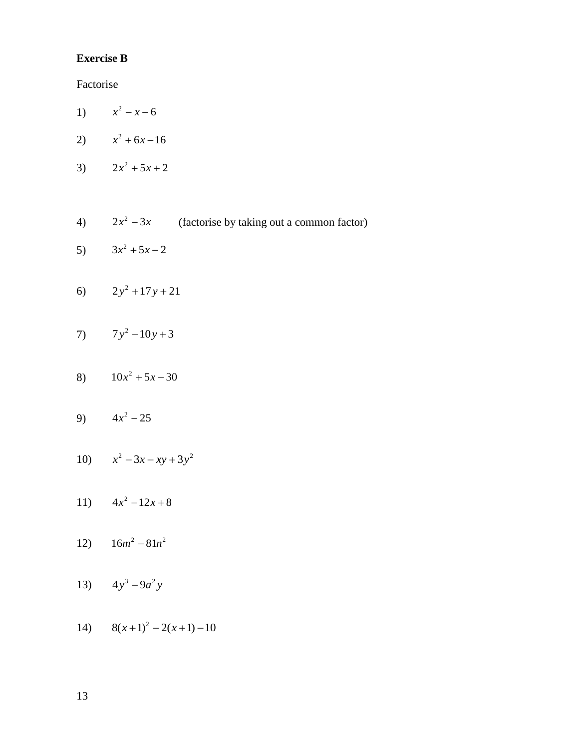**Exercise B**

Factorise

1) $x^2 - x - 6$

2) $x^2 + 6x - 16$

3) $2x^2 + 5x + 2$

4) $2x^2 - 3x$ (factorise by taking out a common factor)

5) $3x^2 + 5x - 2$

6) $2y^2 + 17y + 21$

7) $7y^2 - 10y + 3$

8) $10x^2 + 5x - 30$

9) $4x^2 - 25$

10) $x^2 - 3x - xy + 3y^2$

11) $4x^2 - 12x + 8$

12) $16m^2 - 81n^2$

13) $4y^3 - 9a^2 y$

14) $8(x+1)^2 - 2(x+1) - 10$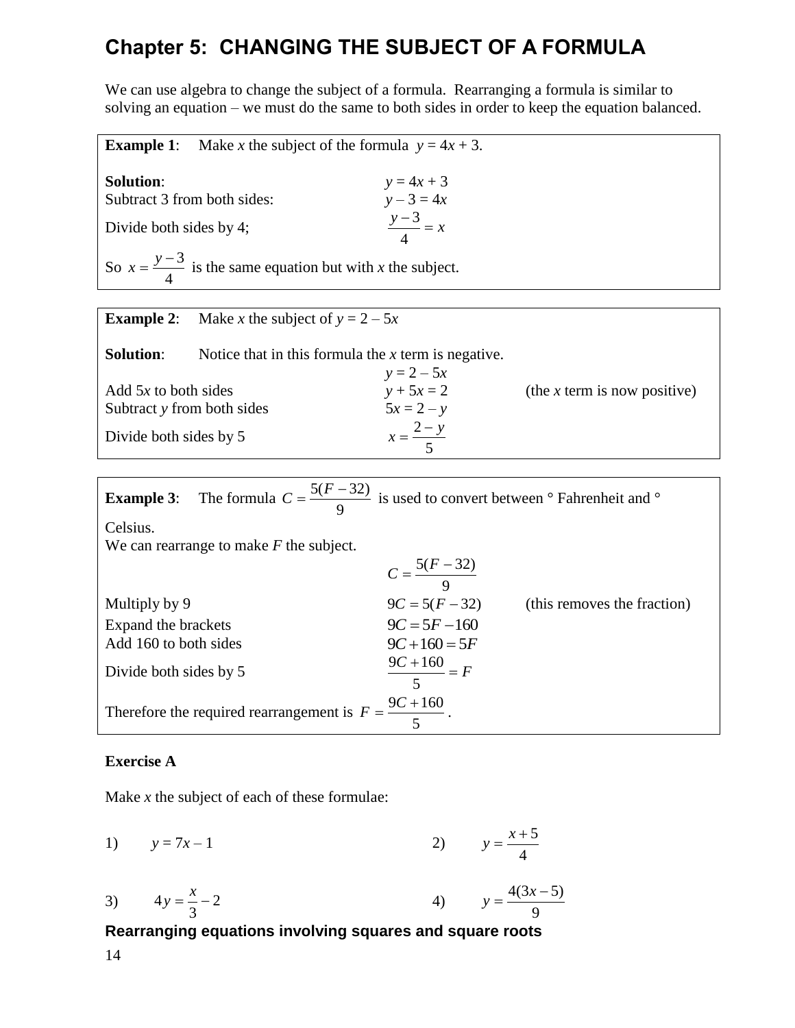# Chapter 5: CHANGING THE SUBJECT OF A FORMULA

We can use algebra to change the subject of a formula. Rearranging a formula is similar to solving an equation – we must do the same to both sides in order to keep the equation balanced.

**Example 1**: Make $x$ the subject of the formula $y = 4x + 3$.

**Solution**:

| | |
|---|---|
| | $y = 4x + 3$ |
| Subtract 3 from both sides: | $y - 3 = 4x$ |
| Divide both sides by 4; | $\dfrac{y-3}{4} = x$ |

So $x = \dfrac{y-3}{4}$ is the same equation but with $x$ the subject.

**Example 2**: Make $x$ the subject of $y = 2 - 5x$

**Solution**: Notice that in this formula the $x$ term is negative.

| | | |
|---|---|---|
| | $y = 2 - 5x$ | |
| Add $5x$ to both sides | $y + 5x = 2$ | (the $x$ term is now positive) |
| Subtract $y$ from both sides | $5x = 2 - y$ | |
| Divide both sides by 5 | $x = \dfrac{2-y}{5}$ | |

**Example 3**: The formula $C = \dfrac{5(F-32)}{9}$ is used to convert between ° Fahrenheit and ° Celsius.

We can rearrange to make $F$ the subject.

| | | |
|---|---|---|
| | $C = \dfrac{5(F-32)}{9}$ | |
| Multiply by 9 | $9C = 5(F-32)$ | (this removes the fraction) |
| Expand the brackets | $9C = 5F - 160$ | |
| Add 160 to both sides | $9C + 160 = 5F$ | |
| Divide both sides by 5 | $\dfrac{9C+160}{5} = F$ | |

Therefore the required rearrangement is $F = \dfrac{9C+160}{5}$.

### Exercise A

Make $x$ the subject of each of these formulae:

1) $y = 7x - 1$

2) $y = \dfrac{x+5}{4}$

3) $4y = \dfrac{x}{3} - 2$

4) $y = \dfrac{4(3x-5)}{9}$

## Rearranging equations involving squares and square roots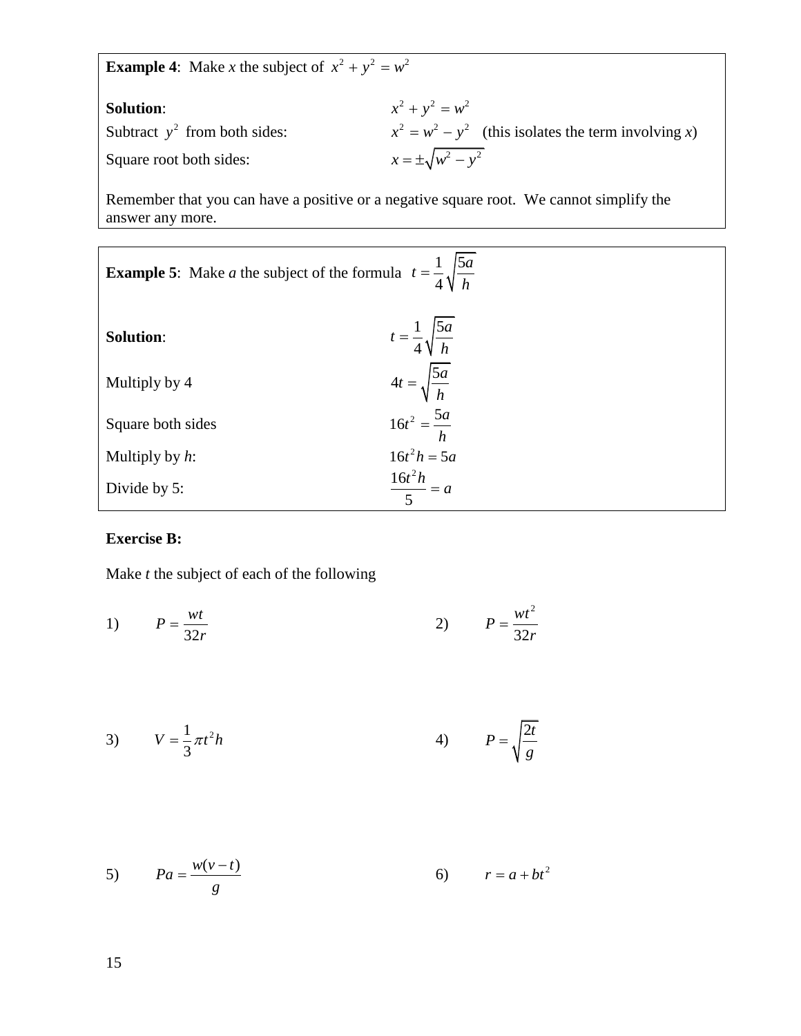**Example 4**: Make $x$ the subject of $x^2 + y^2 = w^2$

**Solution**: $x^2 + y^2 = w^2$

Subtract $y^2$ from both sides: $x^2 = w^2 - y^2$ (this isolates the term involving $x$)

Square root both sides: $x = \pm\sqrt{w^2 - y^2}$

Remember that you can have a positive or a negative square root. We cannot simplify the answer any more.

**Example 5**: Make $a$ the subject of the formula $t = \frac{1}{4}\sqrt{\frac{5a}{h}}$

**Solution**: $t = \frac{1}{4}\sqrt{\frac{5a}{h}}$

Multiply by 4 $4t = \sqrt{\frac{5a}{h}}$

Square both sides $16t^2 = \frac{5a}{h}$

Multiply by $h$: $16t^2 h = 5a$

Divide by 5: $\frac{16t^2 h}{5} = a$

**Exercise B:**

Make $t$ the subject of each of the following

1) $P = \frac{wt}{32r}$

2) $P = \frac{wt^2}{32r}$

3) $V = \frac{1}{3}\pi t^2 h$

4) $P = \sqrt{\frac{2t}{g}}$

5) $Pa = \frac{w(v-t)}{g}$

6) $r = a + bt^2$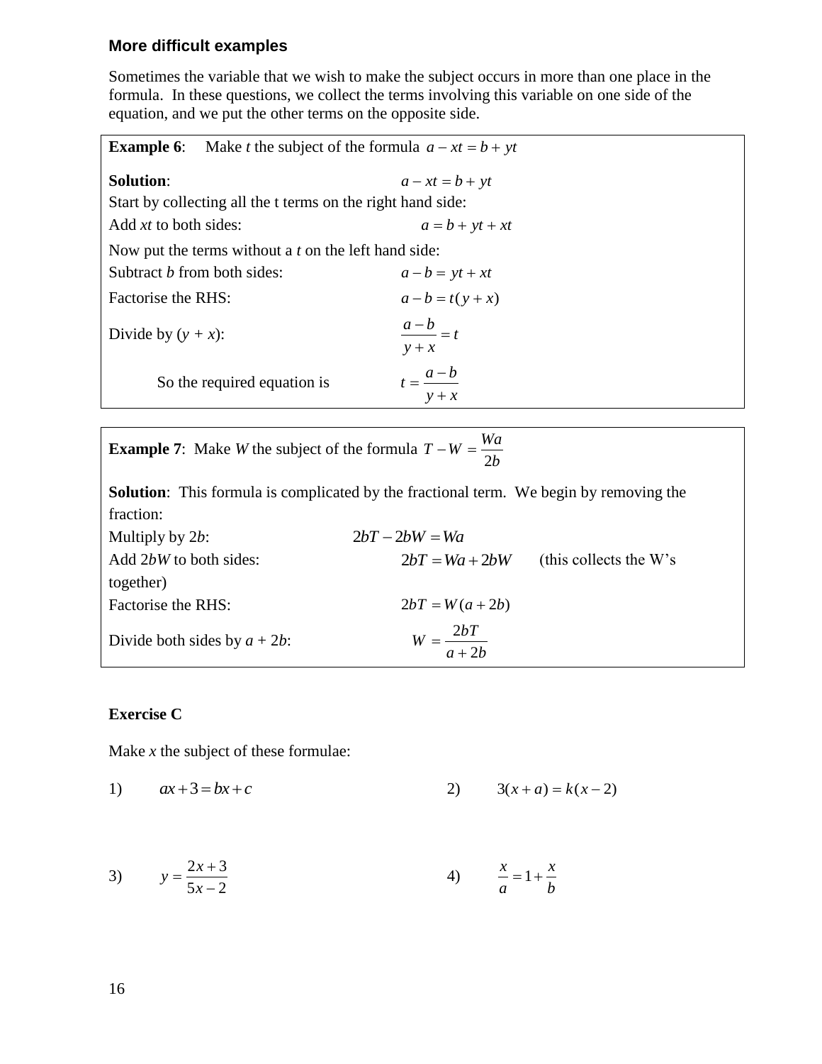### More difficult examples

Sometimes the variable that we wish to make the subject occurs in more than one place in the formula. In these questions, we collect the terms involving this variable on one side of the equation, and we put the other terms on the opposite side.

**Example 6**: Make *t* the subject of the formula $a - xt = b + yt$

**Solution**: $a - xt = b + yt$

Start by collecting all the t terms on the right hand side:

Add *xt* to both sides: $a = b + yt + xt$

Now put the terms without a *t* on the left hand side:

Subtract *b* from both sides: $a - b = yt + xt$

Factorise the RHS: $a - b = t(y + x)$

Divide by (*y* + *x*): $\dfrac{a-b}{y+x} = t$

So the required equation is $t = \dfrac{a-b}{y+x}$

**Example 7**: Make *W* the subject of the formula $T - W = \dfrac{Wa}{2b}$

**Solution**: This formula is complicated by the fractional term. We begin by removing the fraction:

Multiply by 2*b*: $2bT - 2bW = Wa$

Add 2*bW* to both sides: $2bT = Wa + 2bW$ (this collects the W's together)

Factorise the RHS: $2bT = W(a + 2b)$

Divide both sides by *a* + 2*b*: $W = \dfrac{2bT}{a + 2b}$

**Exercise C**

Make *x* the subject of these formulae:

1) $ax + 3 = bx + c$

2) $3(x + a) = k(x - 2)$

3) $y = \dfrac{2x+3}{5x-2}$

4) $\dfrac{x}{a} = 1 + \dfrac{x}{b}$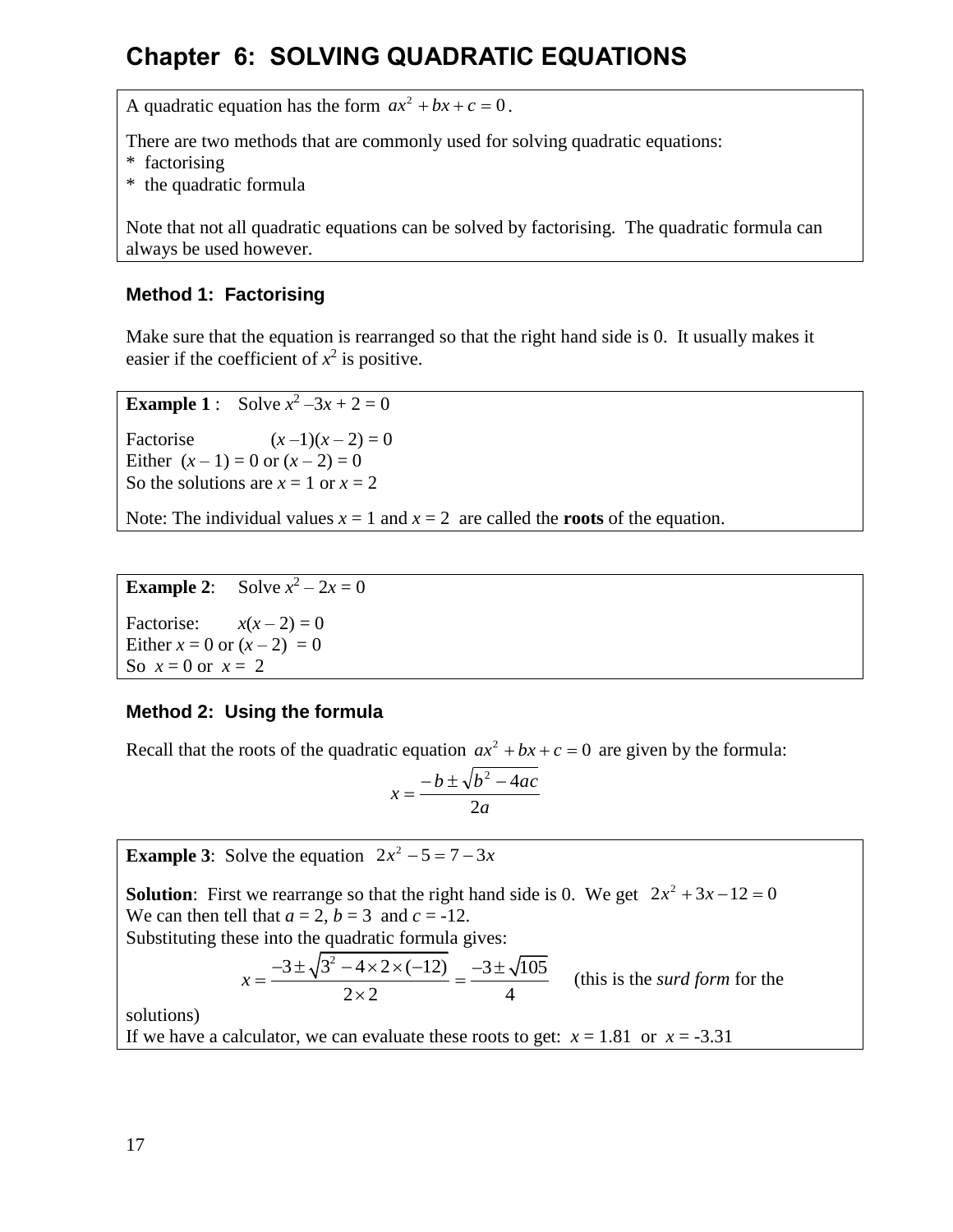# Chapter 6: SOLVING QUADRATIC EQUATIONS

A quadratic equation has the form $ax^2 + bx + c = 0$.

There are two methods that are commonly used for solving quadratic equations:
* factorising
* the quadratic formula

Note that not all quadratic equations can be solved by factorising. The quadratic formula can always be used however.

### Method 1: Factorising

Make sure that the equation is rearranged so that the right hand side is 0. It usually makes it easier if the coefficient of $x^2$ is positive.

**Example 1** : Solve $x^2 - 3x + 2 = 0$

Factorise $(x - 1)(x - 2) = 0$
Either $(x - 1) = 0$ or $(x - 2) = 0$
So the solutions are $x = 1$ or $x = 2$

Note: The individual values $x = 1$ and $x = 2$ are called the **roots** of the equation.

**Example 2**: Solve $x^2 - 2x = 0$

Factorise: $x(x - 2) = 0$
Either $x = 0$ or $(x - 2) = 0$
So $x = 0$ or $x = 2$

### Method 2: Using the formula

Recall that the roots of the quadratic equation $ax^2 + bx + c = 0$ are given by the formula:

$$x = \frac{-b \pm \sqrt{b^2 - 4ac}}{2a}$$

**Example 3**: Solve the equation $2x^2 - 5 = 7 - 3x$

**Solution**: First we rearrange so that the right hand side is 0. We get $2x^2 + 3x - 12 = 0$
We can then tell that $a = 2$, $b = 3$ and $c = -12$.
Substituting these into the quadratic formula gives:

$$x = \frac{-3 \pm \sqrt{3^2 - 4 \times 2 \times (-12)}}{2 \times 2} = \frac{-3 \pm \sqrt{105}}{4}$$

(this is the *surd form* for the solutions)

If we have a calculator, we can evaluate these roots to get: $x = 1.81$ or $x = -3.31$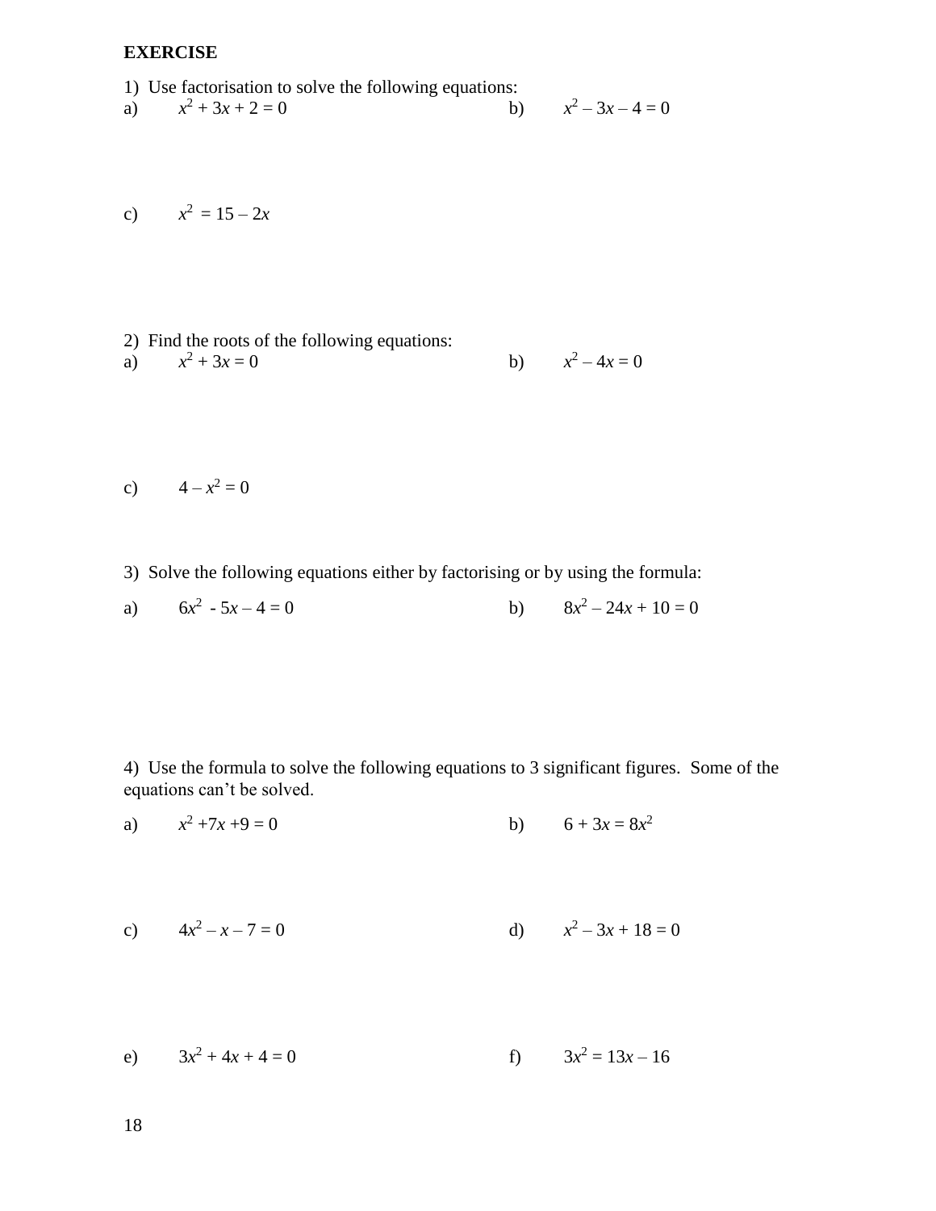**EXERCISE**

1) Use factorisation to solve the following equations:

a) $x^2 + 3x + 2 = 0$

b) $x^2 - 3x - 4 = 0$

c) $x^2 = 15 - 2x$

2) Find the roots of the following equations:

a) $x^2 + 3x = 0$

b) $x^2 - 4x = 0$

c) $4 - x^2 = 0$

3) Solve the following equations either by factorising or by using the formula:

a) $6x^2 - 5x - 4 = 0$

b) $8x^2 - 24x + 10 = 0$

4) Use the formula to solve the following equations to 3 significant figures. Some of the equations can't be solved.

a) $x^2 + 7x + 9 = 0$

b) $6 + 3x = 8x^2$

c) $4x^2 - x - 7 = 0$

d) $x^2 - 3x + 18 = 0$

e) $3x^2 + 4x + 4 = 0$

f) $3x^2 = 13x - 16$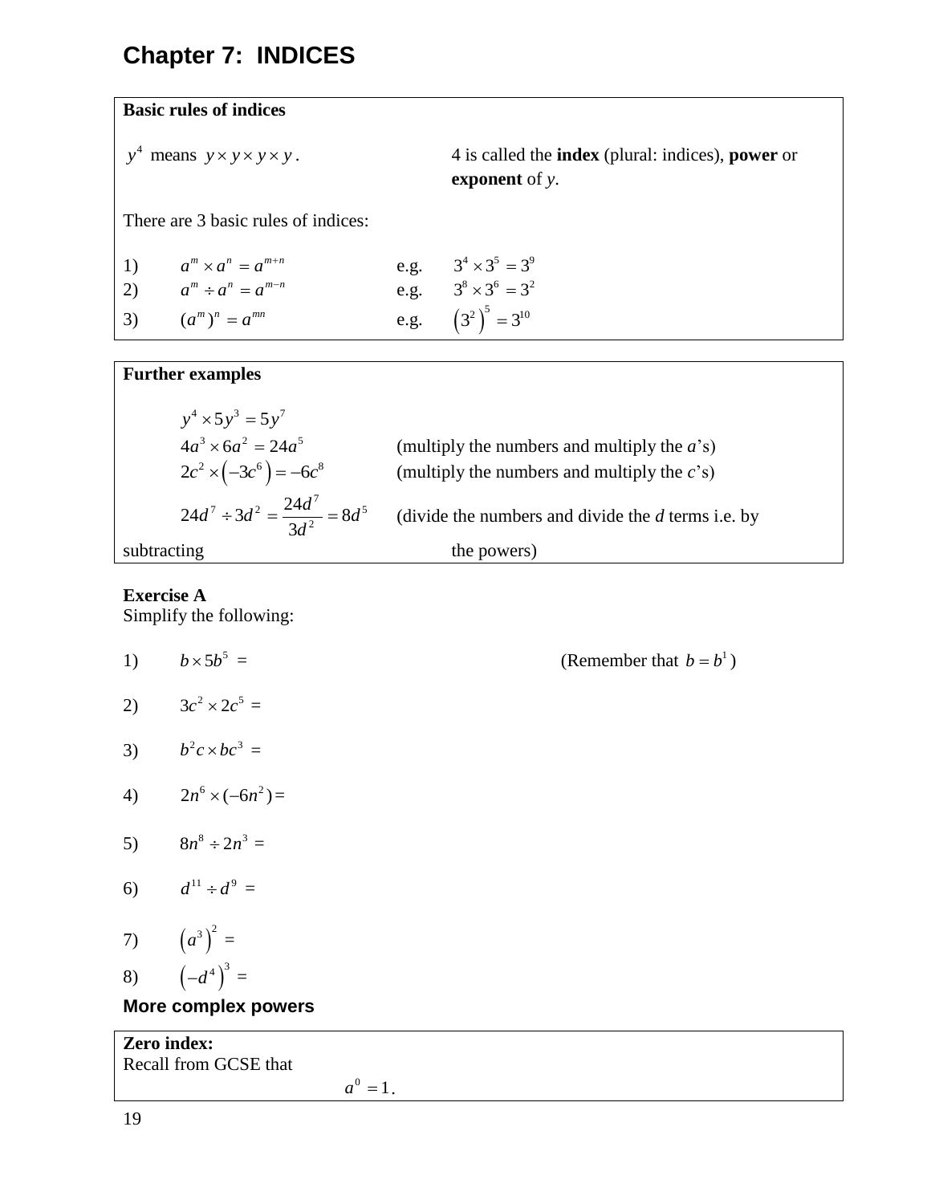# Chapter 7: INDICES

**Basic rules of indices**

$y^4$ means $y \times y \times y \times y$.

4 is called the **index** (plural: indices), **power** or **exponent** of *y*.

There are 3 basic rules of indices:

1) $a^m \times a^n = a^{m+n}$ e.g. $3^4 \times 3^5 = 3^9$
2) $a^m \div a^n = a^{m-n}$ e.g. $3^8 \times 3^6 = 3^2$
3) $(a^m)^n = a^{mn}$ e.g. $\left(3^2\right)^5 = 3^{10}$

**Further examples**

$y^4 \times 5y^3 = 5y^7$

$4a^3 \times 6a^2 = 24a^5$ (multiply the numbers and multiply the *a*'s)

$2c^2 \times \left(-3c^6\right) = -6c^8$ (multiply the numbers and multiply the *c*'s)

$24d^7 \div 3d^2 = \dfrac{24d^7}{3d^2} = 8d^5$ (divide the numbers and divide the *d* terms i.e. by subtracting the powers)

**Exercise A**

Simplify the following:

1) $b \times 5b^5 =$ (Remember that $b = b^1$)

2) $3c^2 \times 2c^5 =$

3) $b^2c \times bc^3 =$

4) $2n^6 \times (-6n^2) =$

5) $8n^8 \div 2n^3 =$

6) $d^{11} \div d^9 =$

7) $\left(a^3\right)^2 =$

8) $\left(-d^4\right)^3 =$

## More complex powers

**Zero index:**

Recall from GCSE that

$$a^0 = 1.$$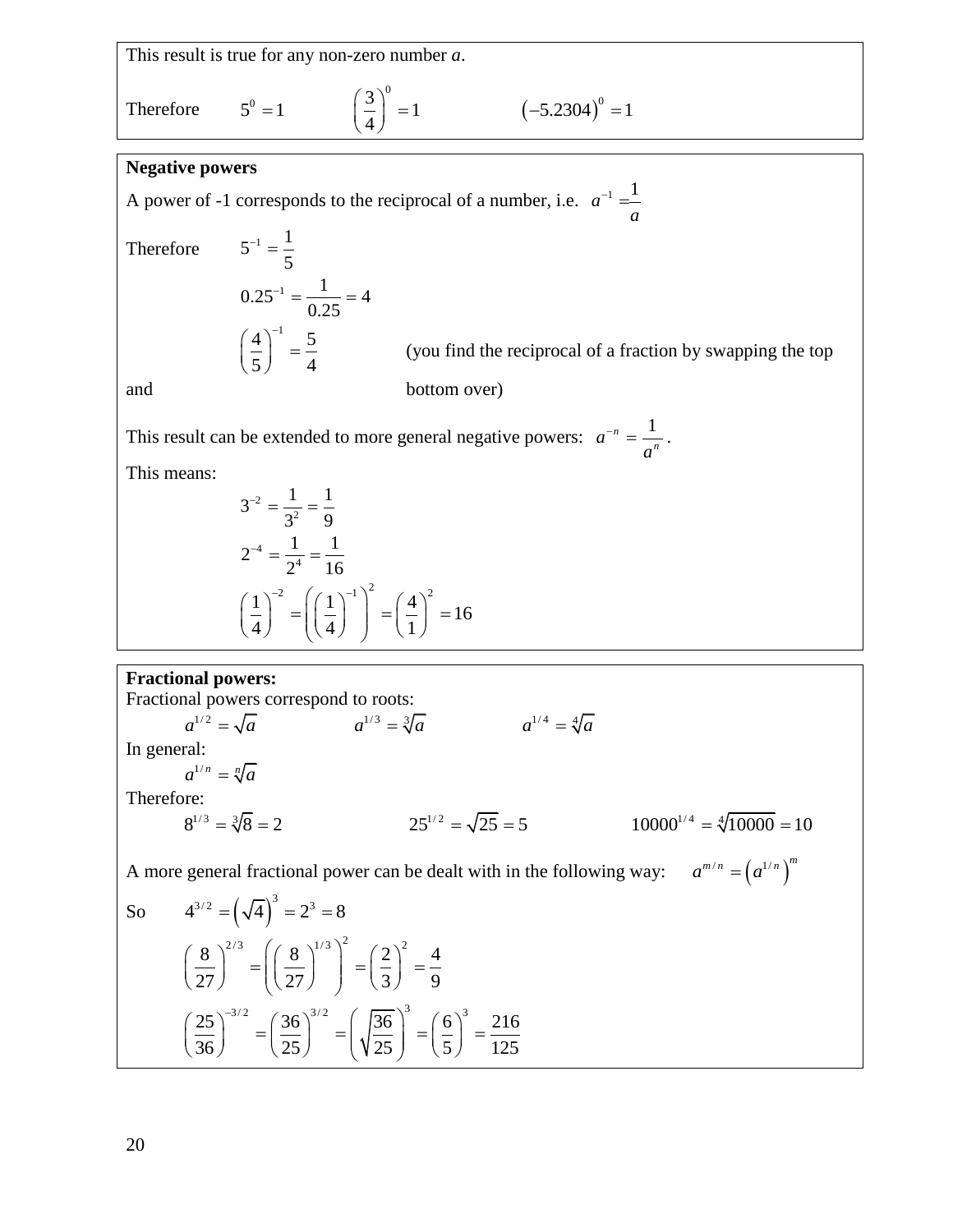This result is true for any non-zero number *a*.

Therefore $\quad 5^0 = 1 \qquad \left(\frac{3}{4}\right)^0 = 1 \qquad \left(-5.2304\right)^0 = 1$

**Negative powers**

A power of -1 corresponds to the reciprocal of a number, i.e. $a^{-1} = \frac{1}{a}$

Therefore $\quad 5^{-1} = \frac{1}{5}$

$$0.25^{-1} = \frac{1}{0.25} = 4$$

$$\left(\frac{4}{5}\right)^{-1} = \frac{5}{4}$$

(you find the reciprocal of a fraction by swapping the top and bottom over)

This result can be extended to more general negative powers: $a^{-n} = \frac{1}{a^n}$.

This means:

$$3^{-2} = \frac{1}{3^2} = \frac{1}{9}$$

$$2^{-4} = \frac{1}{2^4} = \frac{1}{16}$$

$$\left(\frac{1}{4}\right)^{-2} = \left(\left(\frac{1}{4}\right)^{-1}\right)^2 = \left(\frac{4}{1}\right)^2 = 16$$

**Fractional powers:**

Fractional powers correspond to roots:

$$a^{1/2} = \sqrt{a} \qquad a^{1/3} = \sqrt[3]{a} \qquad a^{1/4} = \sqrt[4]{a}$$

In general:

$$a^{1/n} = \sqrt[n]{a}$$

Therefore:

$$8^{1/3} = \sqrt[3]{8} = 2 \qquad 25^{1/2} = \sqrt{25} = 5 \qquad 10000^{1/4} = \sqrt[4]{10000} = 10$$

A more general fractional power can be dealt with in the following way: $a^{m/n} = \left(a^{1/n}\right)^m$

So $\quad 4^{3/2} = \left(\sqrt{4}\right)^3 = 2^3 = 8$

$$\left(\frac{8}{27}\right)^{2/3} = \left(\left(\frac{8}{27}\right)^{1/3}\right)^2 = \left(\frac{2}{3}\right)^2 = \frac{4}{9}$$

$$\left(\frac{25}{36}\right)^{-3/2} = \left(\frac{36}{25}\right)^{3/2} = \left(\sqrt{\frac{36}{25}}\right)^3 = \left(\frac{6}{5}\right)^3 = \frac{216}{125}$$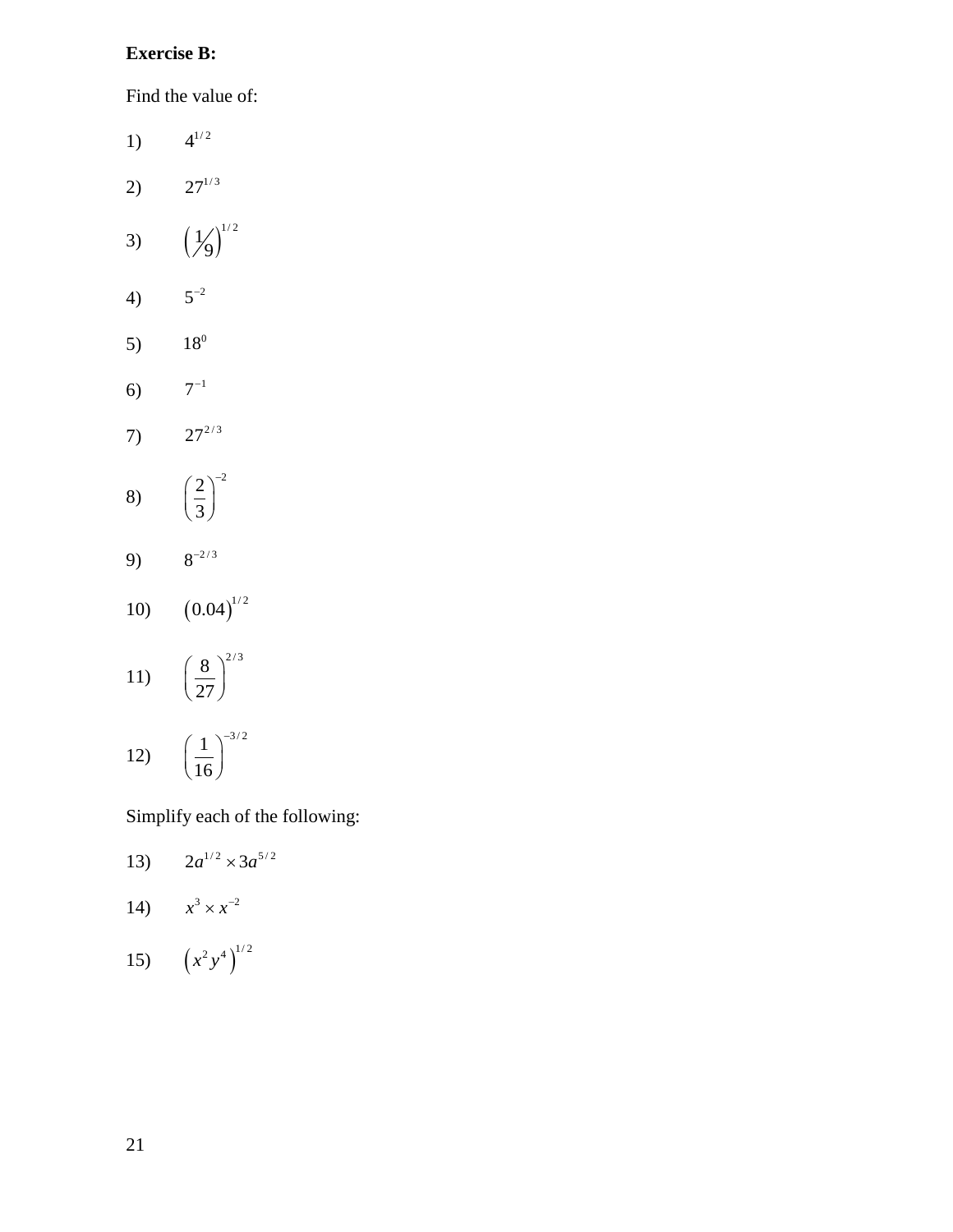**Exercise B:**

Find the value of:

1) $4^{1/2}$

2) $27^{1/3}$

3) $\left(\frac{1}{9}\right)^{1/2}$

4) $5^{-2}$

5) $18^{0}$

6) $7^{-1}$

7) $27^{2/3}$

8) $\left(\frac{2}{3}\right)^{-2}$

9) $8^{-2/3}$

10) $(0.04)^{1/2}$

11) $\left(\frac{8}{27}\right)^{2/3}$

12) $\left(\frac{1}{16}\right)^{-3/2}$

Simplify each of the following:

13) $2a^{1/2} \times 3a^{5/2}$

14) $x^{3} \times x^{-2}$

15) $\left(x^{2}y^{4}\right)^{1/2}$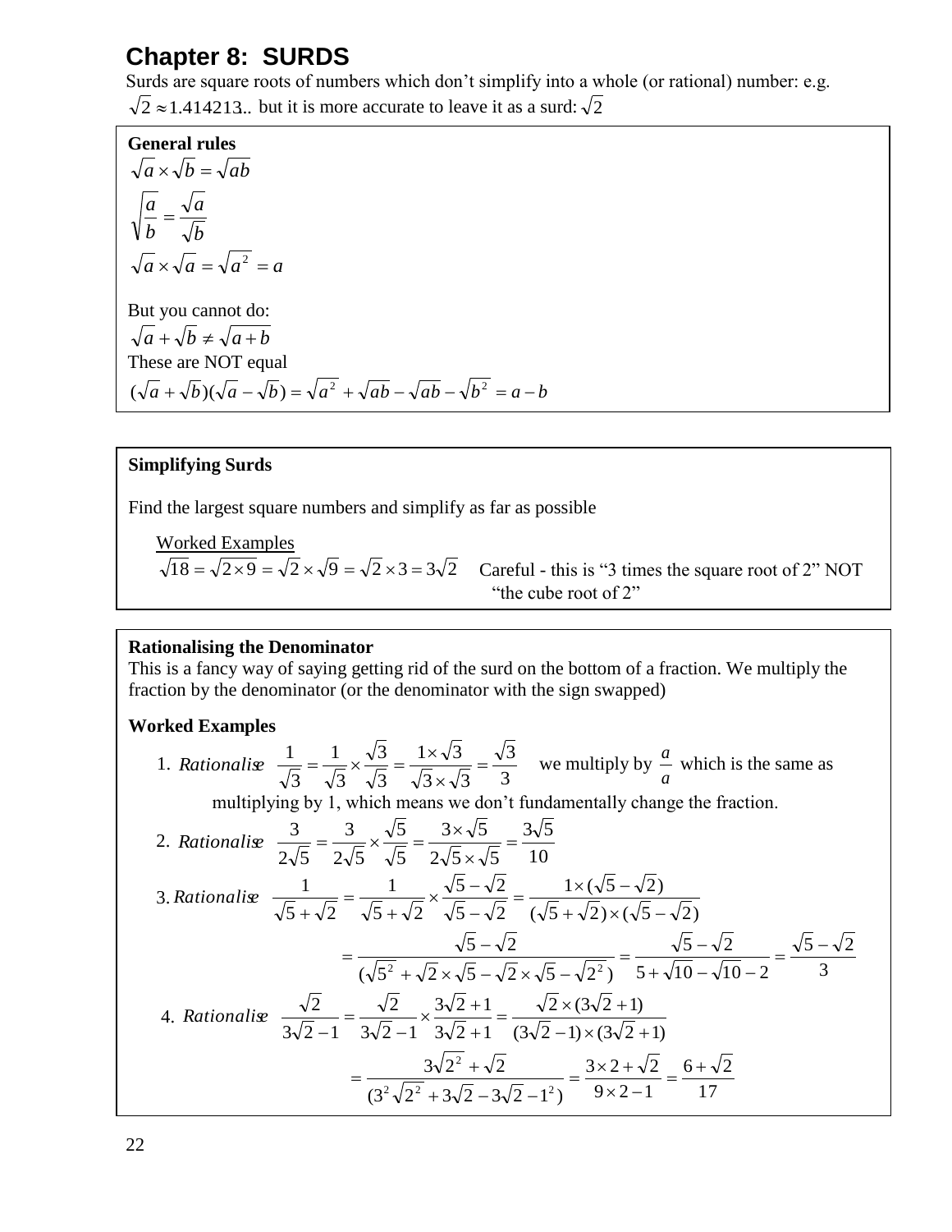# Chapter 8: SURDS

Surds are square roots of numbers which don't simplify into a whole (or rational) number: e.g. $\sqrt{2} \approx 1.414213...$ but it is more accurate to leave it as a surd: $\sqrt{2}$

**General rules**

$\sqrt{a} \times \sqrt{b} = \sqrt{ab}$

$\sqrt{\dfrac{a}{b}} = \dfrac{\sqrt{a}}{\sqrt{b}}$

$\sqrt{a} \times \sqrt{a} = \sqrt{a^2} = a$

But you cannot do:

$\sqrt{a} + \sqrt{b} \neq \sqrt{a+b}$

These are NOT equal

$(\sqrt{a} + \sqrt{b})(\sqrt{a} - \sqrt{b}) = \sqrt{a^2} + \sqrt{ab} - \sqrt{ab} - \sqrt{b^2} = a - b$

**Simplifying Surds**

Find the largest square numbers and simplify as far as possible

Worked Examples

$\sqrt{18} = \sqrt{2 \times 9} = \sqrt{2} \times \sqrt{9} = \sqrt{2} \times 3 = 3\sqrt{2}$ Careful - this is "3 times the square root of 2" NOT "the cube root of 2"

**Rationalising the Denominator**

This is a fancy way of saying getting rid of the surd on the bottom of a fraction. We multiply the fraction by the denominator (or the denominator with the sign swapped)

**Worked Examples**

1. *Rationalise* $\dfrac{1}{\sqrt{3}} = \dfrac{1}{\sqrt{3}} \times \dfrac{\sqrt{3}}{\sqrt{3}} = \dfrac{1 \times \sqrt{3}}{\sqrt{3} \times \sqrt{3}} = \dfrac{\sqrt{3}}{3}$ we multiply by $\dfrac{a}{a}$ which is the same as multiplying by 1, which means we don't fundamentally change the fraction.

2. *Rationalise* $\dfrac{3}{2\sqrt{5}} = \dfrac{3}{2\sqrt{5}} \times \dfrac{\sqrt{5}}{\sqrt{5}} = \dfrac{3 \times \sqrt{5}}{2\sqrt{5} \times \sqrt{5}} = \dfrac{3\sqrt{5}}{10}$

3. *Rationalise* $\dfrac{1}{\sqrt{5}+\sqrt{2}} = \dfrac{1}{\sqrt{5}+\sqrt{2}} \times \dfrac{\sqrt{5}-\sqrt{2}}{\sqrt{5}-\sqrt{2}} = \dfrac{1 \times (\sqrt{5}-\sqrt{2})}{(\sqrt{5}+\sqrt{2}) \times (\sqrt{5}-\sqrt{2})}$

$$= \frac{\sqrt{5}-\sqrt{2}}{(\sqrt{5^2} + \sqrt{2} \times \sqrt{5} - \sqrt{2} \times \sqrt{5} - \sqrt{2^2})} = \frac{\sqrt{5}-\sqrt{2}}{5 + \sqrt{10} - \sqrt{10} - 2} = \frac{\sqrt{5}-\sqrt{2}}{3}$$

4. *Rationalise* $\dfrac{\sqrt{2}}{3\sqrt{2}-1} = \dfrac{\sqrt{2}}{3\sqrt{2}-1} \times \dfrac{3\sqrt{2}+1}{3\sqrt{2}+1} = \dfrac{\sqrt{2} \times (3\sqrt{2}+1)}{(3\sqrt{2}-1) \times (3\sqrt{2}+1)}$

$$= \frac{3\sqrt{2^2} + \sqrt{2}}{(3^2\sqrt{2^2} + 3\sqrt{2} - 3\sqrt{2} - 1^2)} = \frac{3 \times 2 + \sqrt{2}}{9 \times 2 - 1} = \frac{6 + \sqrt{2}}{17}$$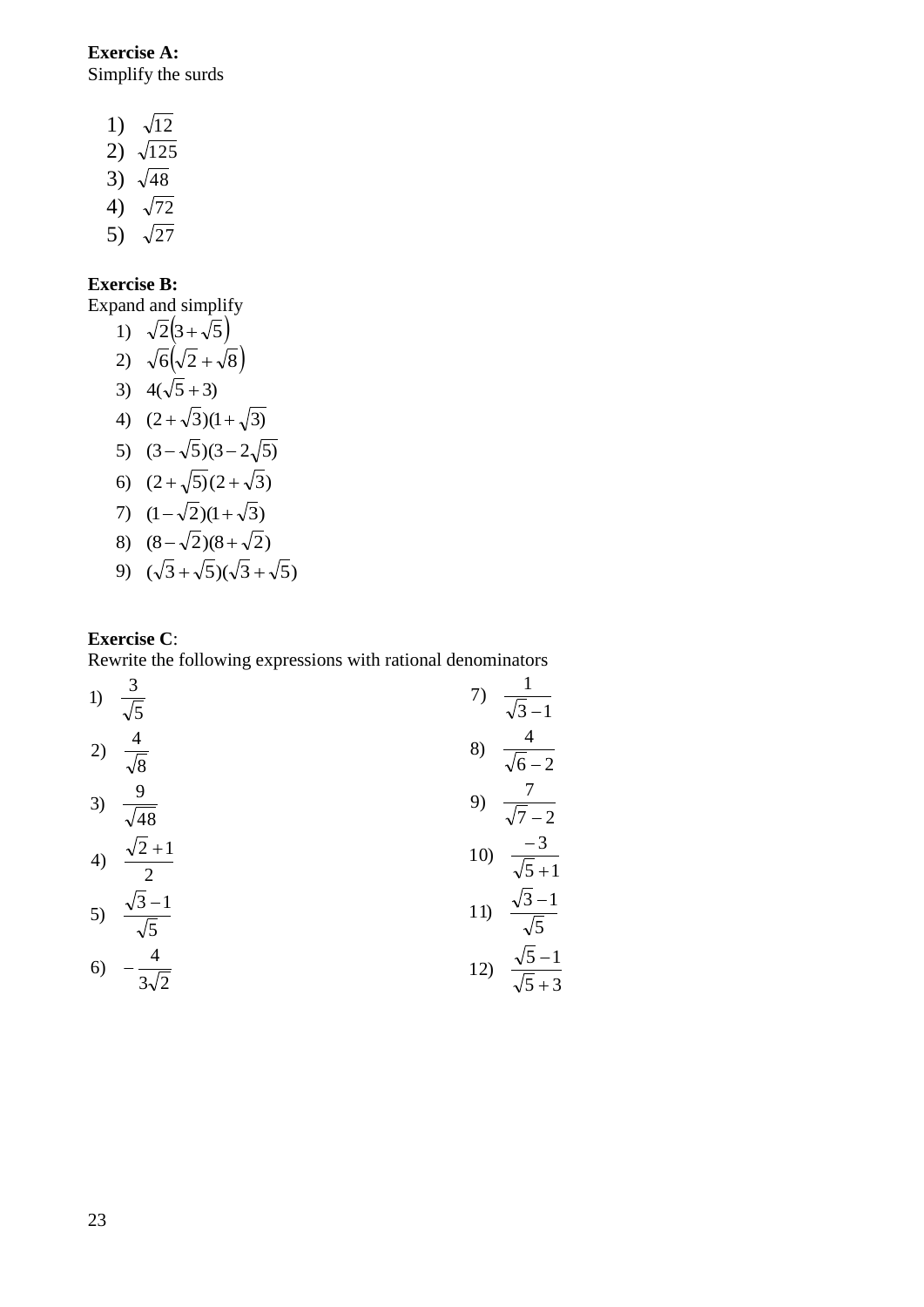**Exercise A:**
Simplify the surds

1) $\sqrt{12}$
2) $\sqrt{125}$
3) $\sqrt{48}$
4) $\sqrt{72}$
5) $\sqrt{27}$

**Exercise B:**
Expand and simplify

1) $\sqrt{2}\left(3+\sqrt{5}\right)$
2) $\sqrt{6}\left(\sqrt{2}+\sqrt{8}\right)$
3) $4(\sqrt{5}+3)$
4) $(2+\sqrt{3})(1+\sqrt{3})$
5) $(3-\sqrt{5})(3-2\sqrt{5})$
6) $(2+\sqrt{5})(2+\sqrt{3})$
7) $(1-\sqrt{2})(1+\sqrt{3})$
8) $(8-\sqrt{2})(8+\sqrt{2})$
9) $(\sqrt{3}+\sqrt{5})(\sqrt{3}+\sqrt{5})$

**Exercise C**:
Rewrite the following expressions with rational denominators

1) $\dfrac{3}{\sqrt{5}}$
2) $\dfrac{4}{\sqrt{8}}$
3) $\dfrac{9}{\sqrt{48}}$
4) $\dfrac{\sqrt{2}+1}{2}$
5) $\dfrac{\sqrt{3}-1}{\sqrt{5}}$
6) $-\dfrac{4}{3\sqrt{2}}$
7) $\dfrac{1}{\sqrt{3}-1}$
8) $\dfrac{4}{\sqrt{6}-2}$
9) $\dfrac{7}{\sqrt{7}-2}$
10) $\dfrac{-3}{\sqrt{5}+1}$
11) $\dfrac{\sqrt{3}-1}{\sqrt{5}}$
12) $\dfrac{\sqrt{5}-1}{\sqrt{5}+3}$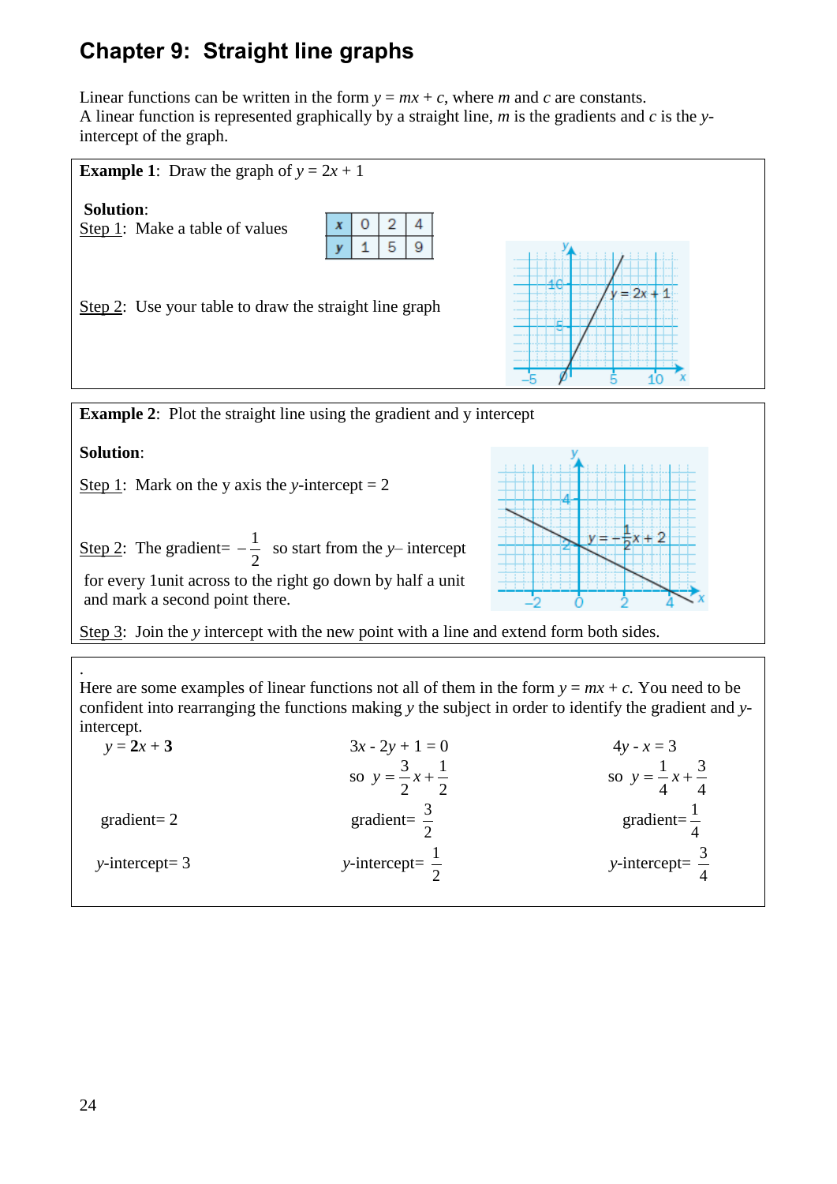# Chapter 9: Straight line graphs

Linear functions can be written in the form $y = mx + c$, where $m$ and $c$ are constants.
A linear function is represented graphically by a straight line, $m$ is the gradients and $c$ is the $y$-intercept of the graph.

**Example 1**: Draw the graph of $y = 2x + 1$

**Solution**:

Step 1: Make a table of values

| $x$ | 0 | 2 | 4 |
|---|---|---|---|
| $y$ | 1 | 5 | 9 |

Step 2: Use your table to draw the straight line graph

**Example 2**: Plot the straight line using the gradient and y intercept

**Solution**:

Step 1: Mark on the y axis the $y$-intercept = 2

Step 2: The gradient= $-\frac{1}{2}$ so start from the $y$– intercept for every 1unit across to the right go down by half a unit and mark a second point there.

Step 3: Join the $y$ intercept with the new point with a line and extend form both sides.

.

Here are some examples of linear functions not all of them in the form $y = mx + c$. You need to be confident into rearranging the functions making $y$ the subject in order to identify the gradient and $y$-intercept.

| $y = \mathbf{2}x + \mathbf{3}$ | $3x - 2y + 1 = 0$ so $y = \frac{3}{2}x + \frac{1}{2}$ | $4y - x = 3$ so $y = \frac{1}{4}x + \frac{3}{4}$ |
|---|---|---|
| gradient= 2 | gradient= $\frac{3}{2}$ | gradient= $\frac{1}{4}$ |
| $y$-intercept= 3 | $y$-intercept= $\frac{1}{2}$ | $y$-intercept= $\frac{3}{4}$ |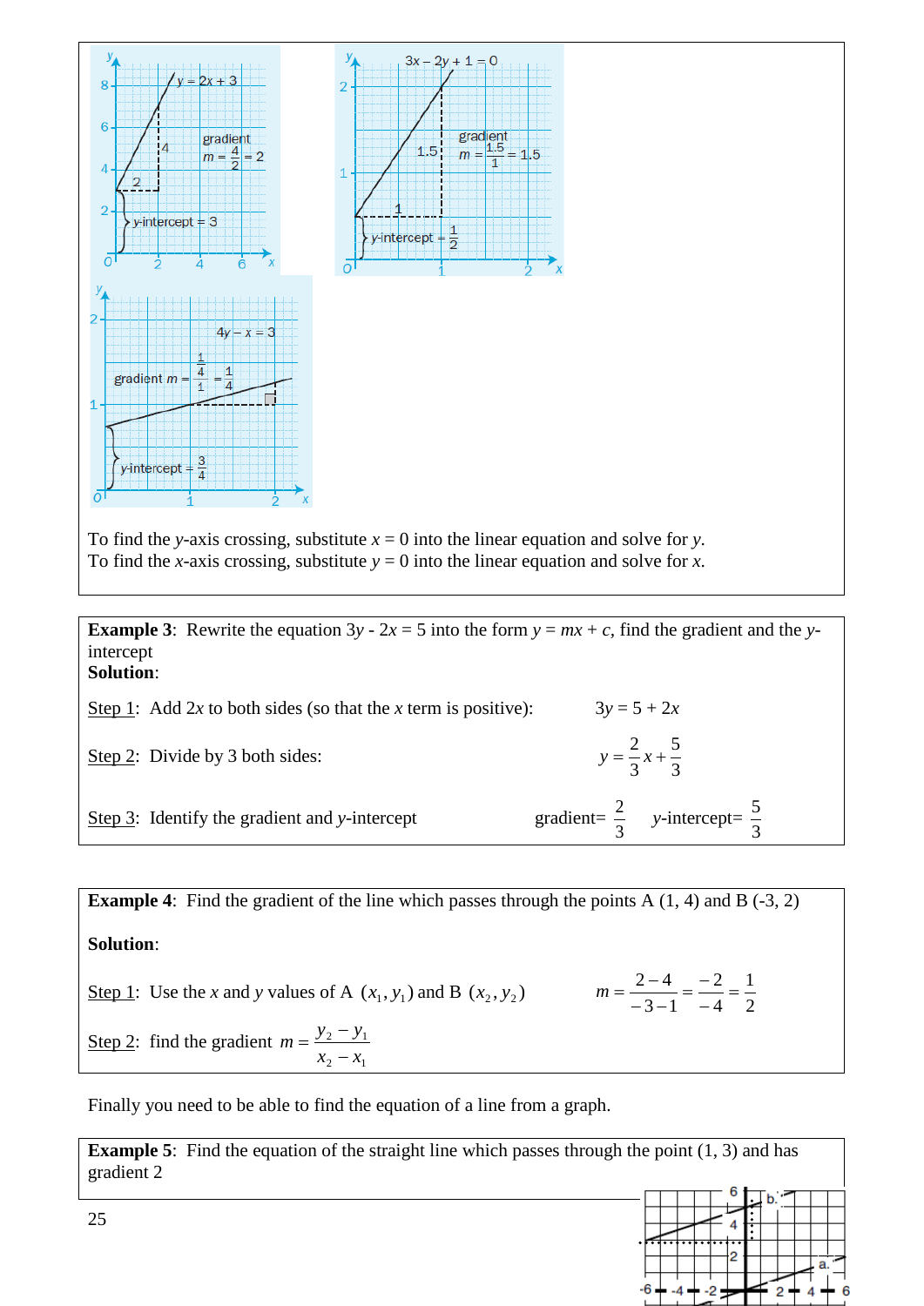To find the $y$-axis crossing, substitute $x = 0$ into the linear equation and solve for $y$.
To find the $x$-axis crossing, substitute $y = 0$ into the linear equation and solve for $x$.

**Example 3**: Rewrite the equation $3y - 2x = 5$ into the form $y = mx + c$, find the gradient and the $y$-intercept

**Solution**:

Step 1: Add $2x$ to both sides (so that the $x$ term is positive): $3y = 5 + 2x$

Step 2: Divide by 3 both sides: $y = \frac{2}{3}x + \frac{5}{3}$

Step 3: Identify the gradient and $y$-intercept gradient= $\frac{2}{3}$ $y$-intercept= $\frac{5}{3}$

**Example 4**: Find the gradient of the line which passes through the points A (1, 4) and B (-3, 2)

**Solution**:

Step 1: Use the $x$ and $y$ values of A $(x_1, y_1)$ and B $(x_2, y_2)$ $m = \frac{2-4}{-3-1} = \frac{-2}{-4} = \frac{1}{2}$

Step 2: find the gradient $m = \frac{y_2 - y_1}{x_2 - x_1}$

Finally you need to be able to find the equation of a line from a graph.

**Example 5**: Find the equation of the straight line which passes through the point (1, 3) and has gradient 2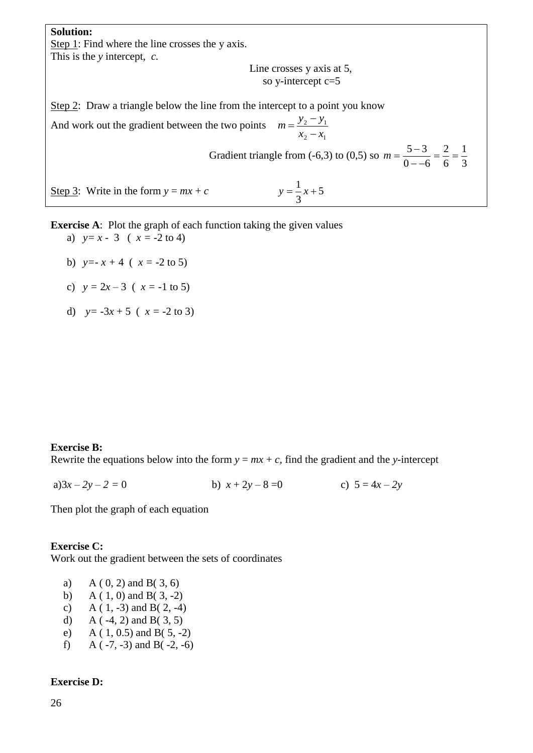**Solution:**

Step 1: Find where the line crosses the y axis.
This is the *y* intercept, *c.*

Line crosses y axis at 5,
so y-intercept c=5

Step 2: Draw a triangle below the line from the intercept to a point you know
And work out the gradient between the two points $m = \frac{y_2 - y_1}{x_2 - x_1}$

Gradient triangle from (-6,3) to (0,5) so $m = \frac{5-3}{0--6} = \frac{2}{6} = \frac{1}{3}$

Step 3: Write in the form $y = mx + c$ $\qquad y = \frac{1}{3}x + 5$

**Exercise A**: Plot the graph of each function taking the given values

a) $y = x - 3$ ( $x$ = -2 to 4)

b) $y = -x + 4$ ( $x$ = -2 to 5)

c) $y = 2x - 3$ ( $x$ = -1 to 5)

d) $y = -3x + 5$ ( $x$ = -2 to 3)

**Exercise B:**

Rewrite the equations below into the form $y = mx + c$, find the gradient and the *y*-intercept

a) $3x - 2y - 2 = 0$ $\qquad$ b) $x + 2y - 8 = 0$ $\qquad$ c) $5 = 4x - 2y$

Then plot the graph of each equation

**Exercise C:**

Work out the gradient between the sets of coordinates

a) A ( 0, 2) and B( 3, 6)
b) A ( 1, 0) and B( 3, -2)
c) A ( 1, -3) and B( 2, -4)
d) A ( -4, 2) and B( 3, 5)
e) A ( 1, 0.5) and B( 5, -2)
f) A ( -7, -3) and B( -2, -6)

**Exercise D:**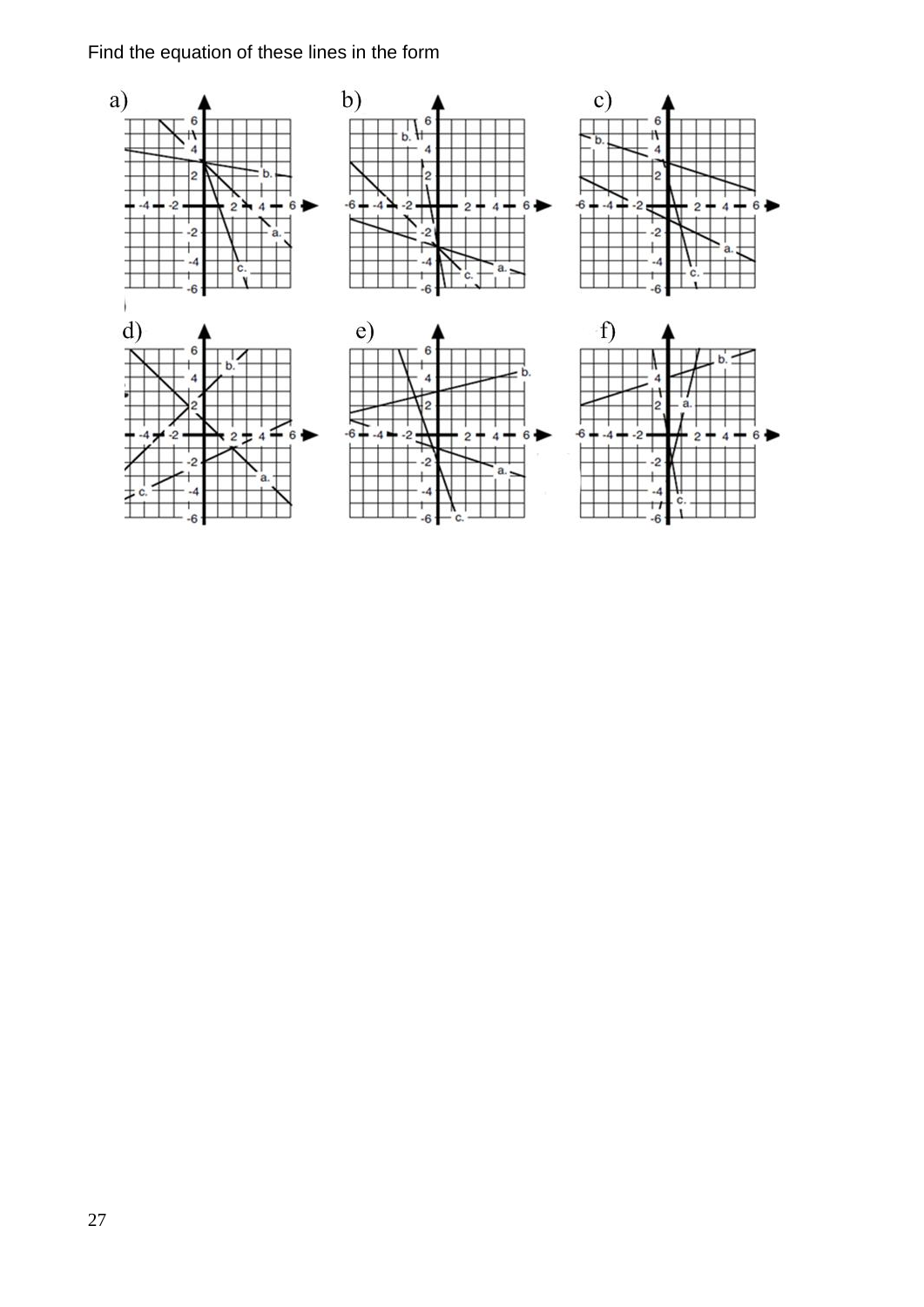Find the equation of these lines in the form

a)

b)

c)

d)

e)

f)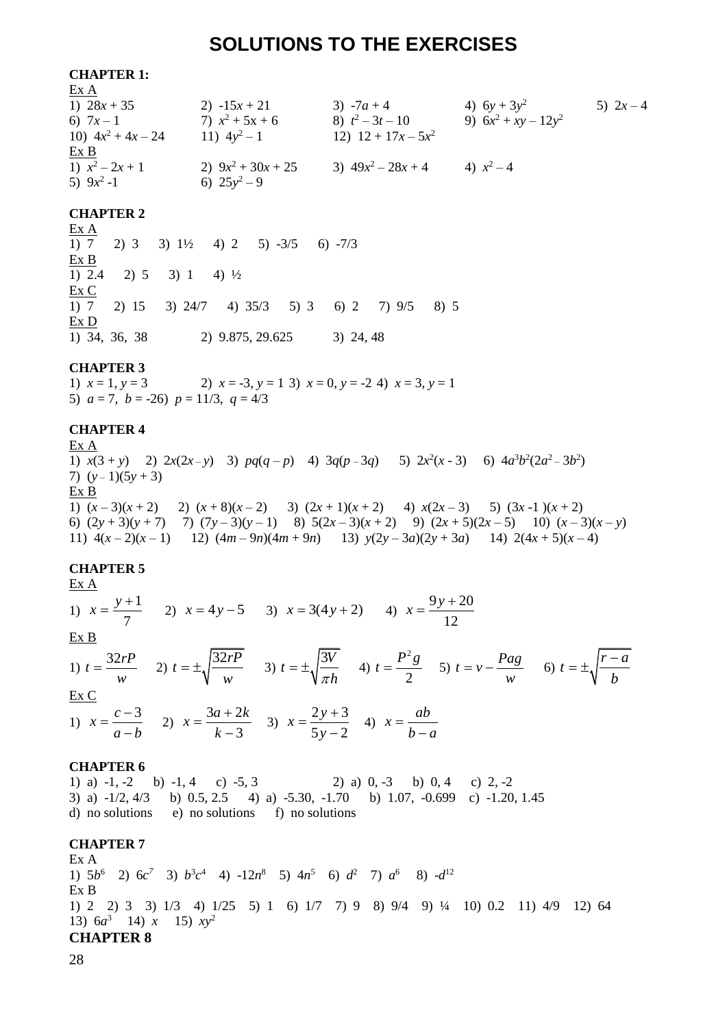# SOLUTIONS TO THE EXERCISES

**CHAPTER 1:**

Ex A

1) $28x + 35$ 2) $-15x + 21$ 3) $-7a + 4$ 4) $6y + 3y^2$ 5) $2x – 4$
6) $7x – 1$ 7) $x^2 + 5x + 6$ 8) $t^2 – 3t – 10$ 9) $6x^2 + xy – 12y^2$
10) $4x^2 + 4x – 24$ 11) $4y^2 – 1$ 12) $12 + 17x – 5x^2$

Ex B

1) $x^2 – 2x + 1$ 2) $9x^2 + 30x + 25$ 3) $49x^2 – 28x + 4$ 4) $x^2 – 4$
5) $9x^2 -1$ 6) $25y^2 – 9$

**CHAPTER 2**

Ex A

1) 7 2) 3 3) 1½ 4) 2 5) -3/5 6) -7/3

Ex B

1) 2.4 2) 5 3) 1 4) ½

Ex C

1) 7 2) 15 3) 24/7 4) 35/3 5) 3 6) 2 7) 9/5 8) 5

Ex D

1) 34, 36, 38 2) 9.875, 29.625 3) 24, 48

**CHAPTER 3**

1) $x = 1, y = 3$ 2) $x = -3, y = 1$ 3) $x = 0, y = -2$ 4) $x = 3, y = 1$
5) $a = 7, b = -2$6) $p = 11/3, q = 4/3$

**CHAPTER 4**

Ex A

1) $x(3 + y)$ 2) $2x(2x – y)$ 3) $pq(q – p)$ 4) $3q(p – 3q)$ 5) $2x^2(x - 3)$ 6) $4a^3b^2(2a^2 – 3b^2)$
7) $(y – 1)(5y + 3)$

Ex B

1) $(x – 3)(x + 2)$ 2) $(x + 8)(x – 2)$ 3) $(2x + 1)(x + 2)$ 4) $x(2x – 3)$ 5) $(3x -1)(x + 2)$
6) $(2y + 3)(y + 7)$ 7) $(7y – 3)(y – 1)$ 8) $5(2x – 3)(x + 2)$ 9) $(2x + 5)(2x – 5)$ 10) $(x – 3)(x – y)$
11) $4(x – 2)(x – 1)$ 12) $(4m – 9n)(4m + 9n)$ 13) $y(2y – 3a)(2y + 3a)$ 14) $2(4x + 5)(x – 4)$

**CHAPTER 5**

Ex A

1) $x = \dfrac{y+1}{7}$ 2) $x = 4y - 5$ 3) $x = 3(4y + 2)$ 4) $x = \dfrac{9y+20}{12}$

Ex B

1) $t = \dfrac{32rP}{w}$ 2) $t = \pm\sqrt{\dfrac{32rP}{w}}$ 3) $t = \pm\sqrt{\dfrac{3V}{\pi h}}$ 4) $t = \dfrac{P^2 g}{2}$ 5) $t = v - \dfrac{Pag}{w}$ 6) $t = \pm\sqrt{\dfrac{r-a}{b}}$

Ex C

1) $x = \dfrac{c-3}{a-b}$ 2) $x = \dfrac{3a+2k}{k-3}$ 3) $x = \dfrac{2y+3}{5y-2}$ 4) $x = \dfrac{ab}{b-a}$

**CHAPTER 6**

1) a) -1, -2 b) -1, 4 c) -5, 3 2) a) 0, -3 b) 0, 4 c) 2, -2
3) a) -1/2, 4/3 b) 0.5, 2.5 4) a) -5.30, -1.70 b) 1.07, -0.699 c) -1.20, 1.45
d) no solutions e) no solutions f) no solutions

**CHAPTER 7**

Ex A

1) $5b^6$ 2) $6c^7$ 3) $b^3c^4$ 4) $-12n^8$ 5) $4n^5$ 6) $d^2$ 7) $a^6$ 8) $-d^{12}$

Ex B

1) 2 2) 3 3) 1/3 4) 1/25 5) 1 6) 1/7 7) 9 8) 9/4 9) ¼ 10) 0.2 11) 4/9 12) 64
13) $6a^3$ 14) $x$ 15) $xy^2$

**CHAPTER 8**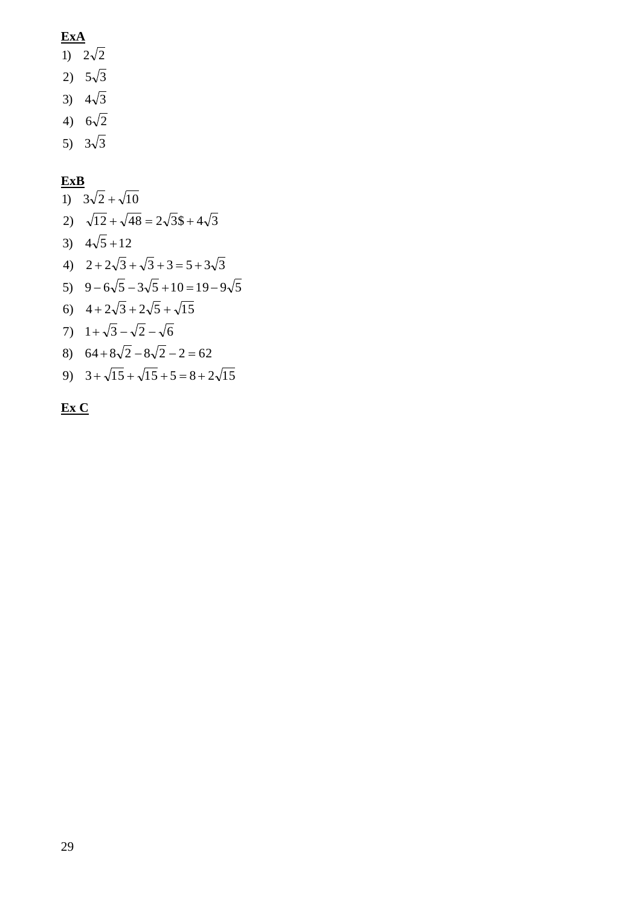**ExA**

1) $2\sqrt{2}$
2) $5\sqrt{3}$
3) $4\sqrt{3}$
4) $6\sqrt{2}$
5) $3\sqrt{3}$

**ExB**

1) $3\sqrt{2}+\sqrt{10}$
2) $\sqrt{12}+\sqrt{48}=2\sqrt{3}\$+4\sqrt{3}$
3) $4\sqrt{5}+12$
4) $2+2\sqrt{3}+\sqrt{3}+3=5+3\sqrt{3}$
5) $9-6\sqrt{5}-3\sqrt{5}+10=19-9\sqrt{5}$
6) $4+2\sqrt{3}+2\sqrt{5}+\sqrt{15}$
7) $1+\sqrt{3}-\sqrt{2}-\sqrt{6}$
8) $64+8\sqrt{2}-8\sqrt{2}-2=62$
9) $3+\sqrt{15}+\sqrt{15}+5=8+2\sqrt{15}$

**Ex C**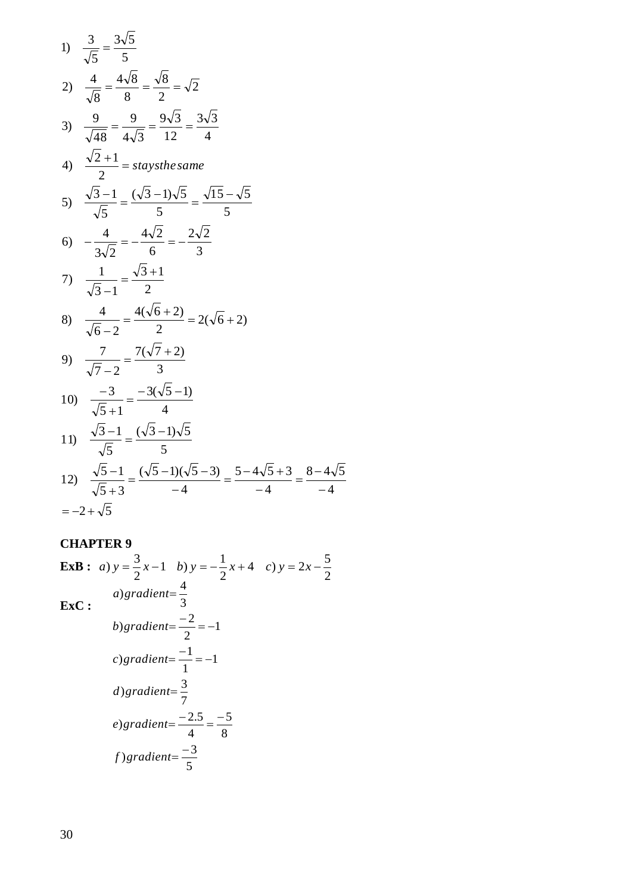1) $\dfrac{3}{\sqrt{5}} = \dfrac{3\sqrt{5}}{5}$

2) $\dfrac{4}{\sqrt{8}} = \dfrac{4\sqrt{8}}{8} = \dfrac{\sqrt{8}}{2} = \sqrt{2}$

3) $\dfrac{9}{\sqrt{48}} = \dfrac{9}{4\sqrt{3}} = \dfrac{9\sqrt{3}}{12} = \dfrac{3\sqrt{3}}{4}$

4) $\dfrac{\sqrt{2}+1}{2} = \textit{staysthesame}$

5) $\dfrac{\sqrt{3}-1}{\sqrt{5}} = \dfrac{(\sqrt{3}-1)\sqrt{5}}{5} = \dfrac{\sqrt{15}-\sqrt{5}}{5}$

6) $-\dfrac{4}{3\sqrt{2}} = -\dfrac{4\sqrt{2}}{6} = -\dfrac{2\sqrt{2}}{3}$

7) $\dfrac{1}{\sqrt{3}-1} = \dfrac{\sqrt{3}+1}{2}$

8) $\dfrac{4}{\sqrt{6}-2} = \dfrac{4(\sqrt{6}+2)}{2} = 2(\sqrt{6}+2)$

9) $\dfrac{7}{\sqrt{7}-2} = \dfrac{7(\sqrt{7}+2)}{3}$

10) $\dfrac{-3}{\sqrt{5}+1} = \dfrac{-3(\sqrt{5}-1)}{4}$

11) $\dfrac{\sqrt{3}-1}{\sqrt{5}} = \dfrac{(\sqrt{3}-1)\sqrt{5}}{5}$

12) $\dfrac{\sqrt{5}-1}{\sqrt{5}+3} = \dfrac{(\sqrt{5}-1)(\sqrt{5}-3)}{-4} = \dfrac{5-4\sqrt{5}+3}{-4} = \dfrac{8-4\sqrt{5}}{-4}$
$= -2+\sqrt{5}$

**CHAPTER 9**

**ExB :** $a)\ y = \dfrac{3}{2}x - 1 \quad b)\ y = -\dfrac{1}{2}x + 4 \quad c)\ y = 2x - \dfrac{5}{2}$

**ExC :**

$a)\ gradient = \dfrac{4}{3}$

$b)\ gradient = \dfrac{-2}{2} = -1$

$c)\ gradient = \dfrac{-1}{1} = -1$

$d)\ gradient = \dfrac{3}{7}$

$e)\ gradient = \dfrac{-2.5}{4} = \dfrac{-5}{8}$

$f)\ gradient = \dfrac{-3}{5}$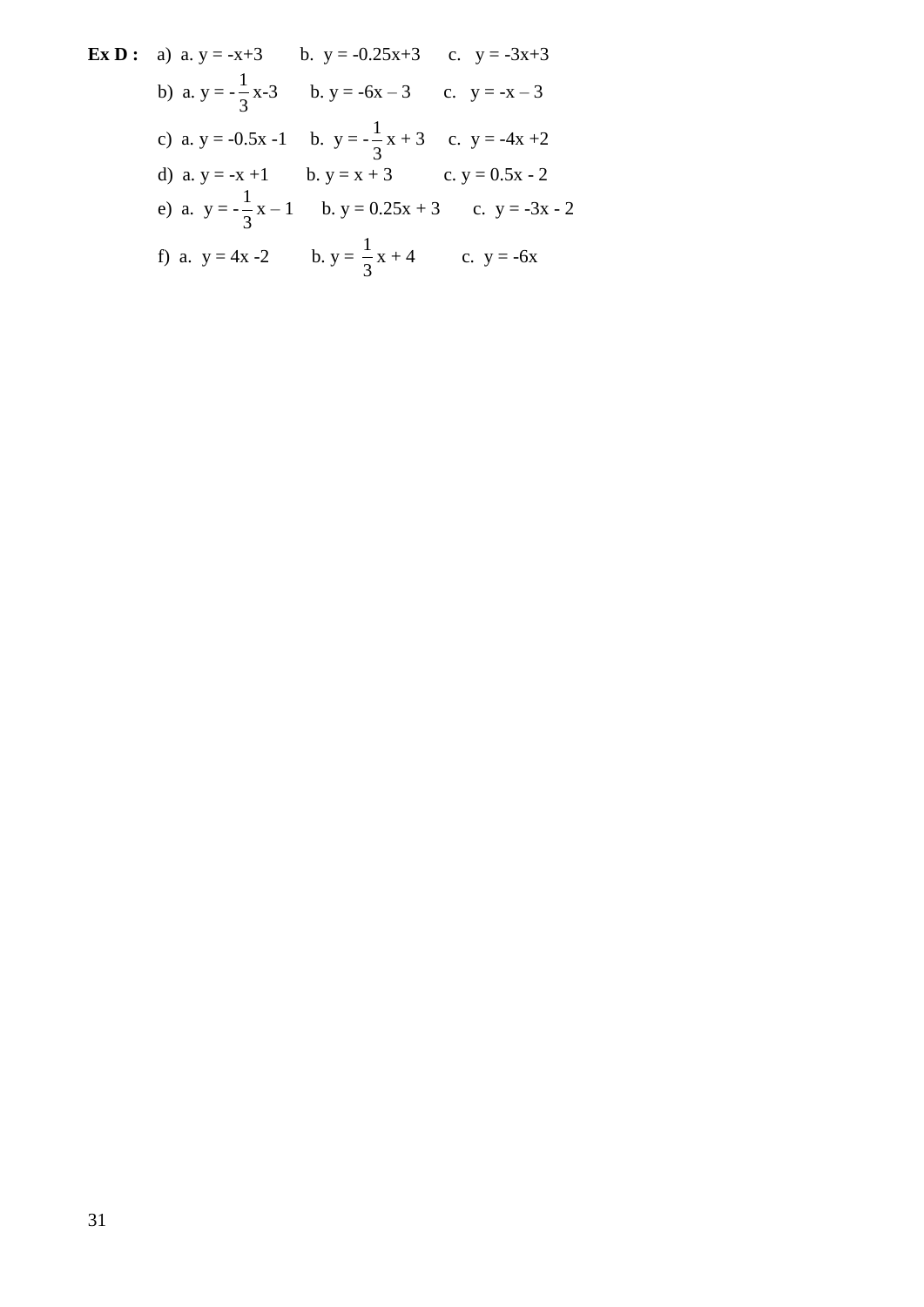**Ex D :**

a) a. $y = -x+3$ b. $y = -0.25x+3$ c. $y = -3x+3$

b) a. $y = -\frac{1}{3}x-3$ b. $y = -6x - 3$ c. $y = -x - 3$

c) a. $y = -0.5x - 1$ b. $y = -\frac{1}{3}x + 3$ c. $y = -4x + 2$

d) a. $y = -x + 1$ b. $y = x + 3$ c. $y = 0.5x - 2$

e) a. $y = -\frac{1}{3}x - 1$ b. $y = 0.25x + 3$ c. $y = -3x - 2$

f) a. $y = 4x - 2$ b. $y = \frac{1}{3}x + 4$ c. $y = -6x$